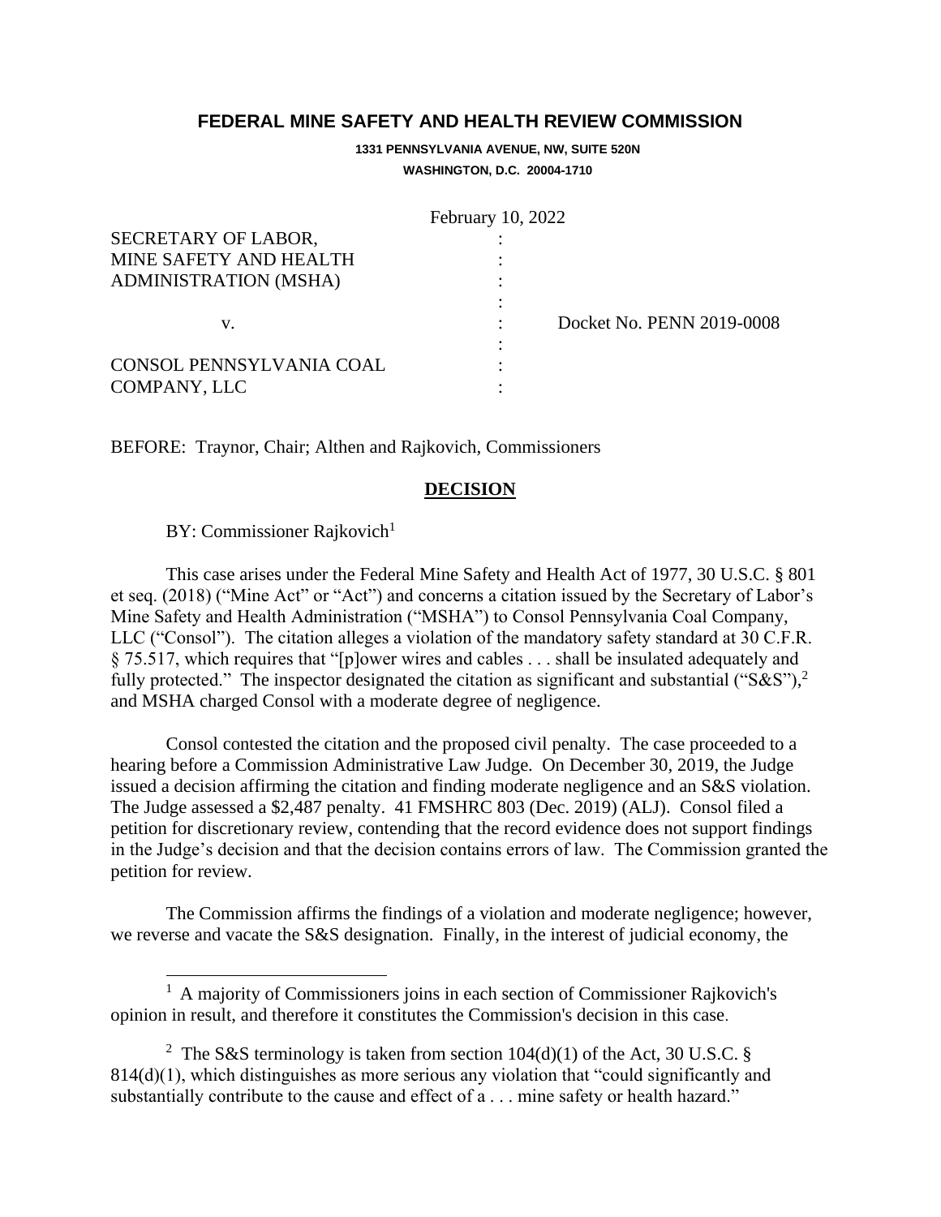# FEDERAL MINE SAFETY AND HEALTH REVIEW COMMISSION

**1331 PENNSYLVANIA AVENUE, NW, SUITE 520N**
**WASHINGTON, D.C. 20004-1710**

February 10, 2022

| | | |
|---|---|---|
| SECRETARY OF LABOR, MINE SAFETY AND HEALTH ADMINISTRATION (MSHA) | : | |
| v. | : | Docket No. PENN 2019-0008 |
| CONSOL PENNSYLVANIA COAL COMPANY, LLC | : | |

BEFORE: Traynor, Chair; Althen and Rajkovich, Commissioners

## DECISION

BY: Commissioner Rajkovich[1]

This case arises under the Federal Mine Safety and Health Act of 1977, 30 U.S.C. § 801 et seq. (2018) ("Mine Act" or "Act") and concerns a citation issued by the Secretary of Labor's Mine Safety and Health Administration ("MSHA") to Consol Pennsylvania Coal Company, LLC ("Consol"). The citation alleges a violation of the mandatory safety standard at 30 C.F.R. § 75.517, which requires that "[p]ower wires and cables . . . shall be insulated adequately and fully protected." The inspector designated the citation as significant and substantial ("S&S"),[2] and MSHA charged Consol with a moderate degree of negligence.

Consol contested the citation and the proposed civil penalty. The case proceeded to a hearing before a Commission Administrative Law Judge. On December 30, 2019, the Judge issued a decision affirming the citation and finding moderate negligence and an S&S violation. The Judge assessed a $2,487 penalty. 41 FMSHRC 803 (Dec. 2019) (ALJ). Consol filed a petition for discretionary review, contending that the record evidence does not support findings in the Judge's decision and that the decision contains errors of law. The Commission granted the petition for review.

The Commission affirms the findings of a violation and moderate negligence; however, we reverse and vacate the S&S designation. Finally, in the interest of judicial economy, the

---

[1] A majority of Commissioners joins in each section of Commissioner Rajkovich's opinion in result, and therefore it constitutes the Commission's decision in this case.

[2] The S&S terminology is taken from section 104(d)(1) of the Act, 30 U.S.C. § 814(d)(1), which distinguishes as more serious any violation that "could significantly and substantially contribute to the cause and effect of a . . . mine safety or health hazard."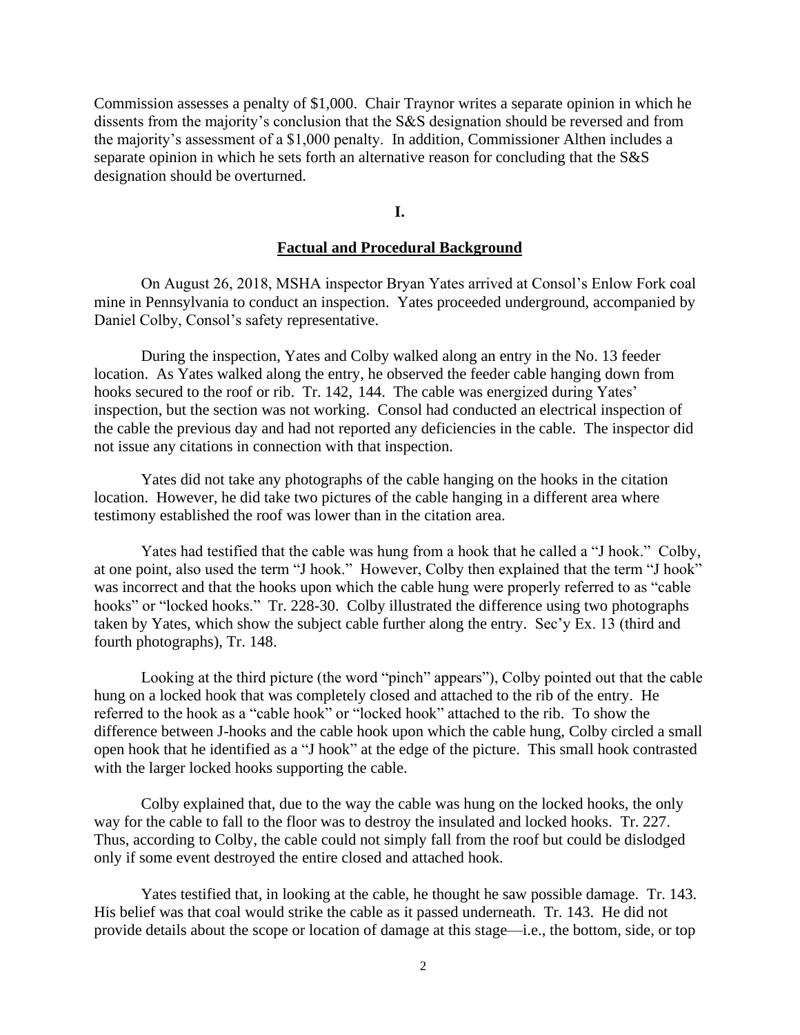Commission assesses a penalty of $1,000. Chair Traynor writes a separate opinion in which he dissents from the majority's conclusion that the S&S designation should be reversed and from the majority's assessment of a $1,000 penalty. In addition, Commissioner Althen includes a separate opinion in which he sets forth an alternative reason for concluding that the S&S designation should be overturned.

## I.

## Factual and Procedural Background

On August 26, 2018, MSHA inspector Bryan Yates arrived at Consol's Enlow Fork coal mine in Pennsylvania to conduct an inspection. Yates proceeded underground, accompanied by Daniel Colby, Consol's safety representative.

During the inspection, Yates and Colby walked along an entry in the No. 13 feeder location. As Yates walked along the entry, he observed the feeder cable hanging down from hooks secured to the roof or rib. Tr. 142, 144. The cable was energized during Yates' inspection, but the section was not working. Consol had conducted an electrical inspection of the cable the previous day and had not reported any deficiencies in the cable. The inspector did not issue any citations in connection with that inspection.

Yates did not take any photographs of the cable hanging on the hooks in the citation location. However, he did take two pictures of the cable hanging in a different area where testimony established the roof was lower than in the citation area.

Yates had testified that the cable was hung from a hook that he called a "J hook." Colby, at one point, also used the term "J hook." However, Colby then explained that the term "J hook" was incorrect and that the hooks upon which the cable hung were properly referred to as "cable hooks" or "locked hooks." Tr. 228-30. Colby illustrated the difference using two photographs taken by Yates, which show the subject cable further along the entry. Sec'y Ex. 13 (third and fourth photographs), Tr. 148.

Looking at the third picture (the word "pinch" appears"), Colby pointed out that the cable hung on a locked hook that was completely closed and attached to the rib of the entry. He referred to the hook as a "cable hook" or "locked hook" attached to the rib. To show the difference between J-hooks and the cable hook upon which the cable hung, Colby circled a small open hook that he identified as a "J hook" at the edge of the picture. This small hook contrasted with the larger locked hooks supporting the cable.

Colby explained that, due to the way the cable was hung on the locked hooks, the only way for the cable to fall to the floor was to destroy the insulated and locked hooks. Tr. 227. Thus, according to Colby, the cable could not simply fall from the roof but could be dislodged only if some event destroyed the entire closed and attached hook.

Yates testified that, in looking at the cable, he thought he saw possible damage. Tr. 143. His belief was that coal would strike the cable as it passed underneath. Tr. 143. He did not provide details about the scope or location of damage at this stage—i.e., the bottom, side, or top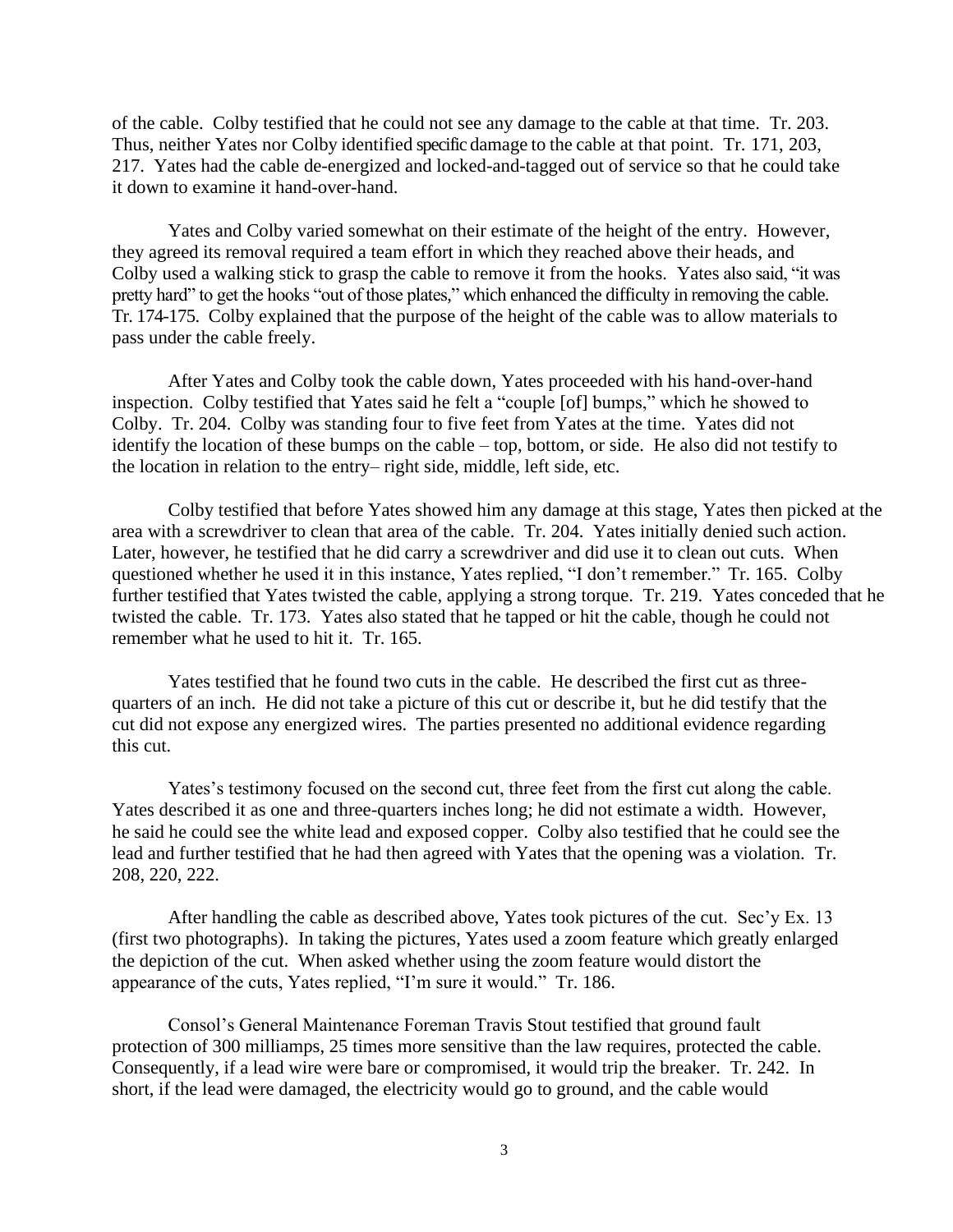of the cable. Colby testified that he could not see any damage to the cable at that time. Tr. 203. Thus, neither Yates nor Colby identified specific damage to the cable at that point. Tr. 171, 203, 217. Yates had the cable de-energized and locked-and-tagged out of service so that he could take it down to examine it hand-over-hand.

Yates and Colby varied somewhat on their estimate of the height of the entry. However, they agreed its removal required a team effort in which they reached above their heads, and Colby used a walking stick to grasp the cable to remove it from the hooks. Yates also said, "it was pretty hard" to get the hooks "out of those plates," which enhanced the difficulty in removing the cable. Tr. 174-175. Colby explained that the purpose of the height of the cable was to allow materials to pass under the cable freely.

After Yates and Colby took the cable down, Yates proceeded with his hand-over-hand inspection. Colby testified that Yates said he felt a "couple [of] bumps," which he showed to Colby. Tr. 204. Colby was standing four to five feet from Yates at the time. Yates did not identify the location of these bumps on the cable – top, bottom, or side. He also did not testify to the location in relation to the entry– right side, middle, left side, etc.

Colby testified that before Yates showed him any damage at this stage, Yates then picked at the area with a screwdriver to clean that area of the cable. Tr. 204. Yates initially denied such action. Later, however, he testified that he did carry a screwdriver and did use it to clean out cuts. When questioned whether he used it in this instance, Yates replied, "I don't remember." Tr. 165. Colby further testified that Yates twisted the cable, applying a strong torque. Tr. 219. Yates conceded that he twisted the cable. Tr. 173. Yates also stated that he tapped or hit the cable, though he could not remember what he used to hit it. Tr. 165.

Yates testified that he found two cuts in the cable. He described the first cut as three-quarters of an inch. He did not take a picture of this cut or describe it, but he did testify that the cut did not expose any energized wires. The parties presented no additional evidence regarding this cut.

Yates's testimony focused on the second cut, three feet from the first cut along the cable. Yates described it as one and three-quarters inches long; he did not estimate a width. However, he said he could see the white lead and exposed copper. Colby also testified that he could see the lead and further testified that he had then agreed with Yates that the opening was a violation. Tr. 208, 220, 222.

After handling the cable as described above, Yates took pictures of the cut. Sec'y Ex. 13 (first two photographs). In taking the pictures, Yates used a zoom feature which greatly enlarged the depiction of the cut. When asked whether using the zoom feature would distort the appearance of the cuts, Yates replied, "I'm sure it would." Tr. 186.

Consol's General Maintenance Foreman Travis Stout testified that ground fault protection of 300 milliamps, 25 times more sensitive than the law requires, protected the cable. Consequently, if a lead wire were bare or compromised, it would trip the breaker. Tr. 242. In short, if the lead were damaged, the electricity would go to ground, and the cable would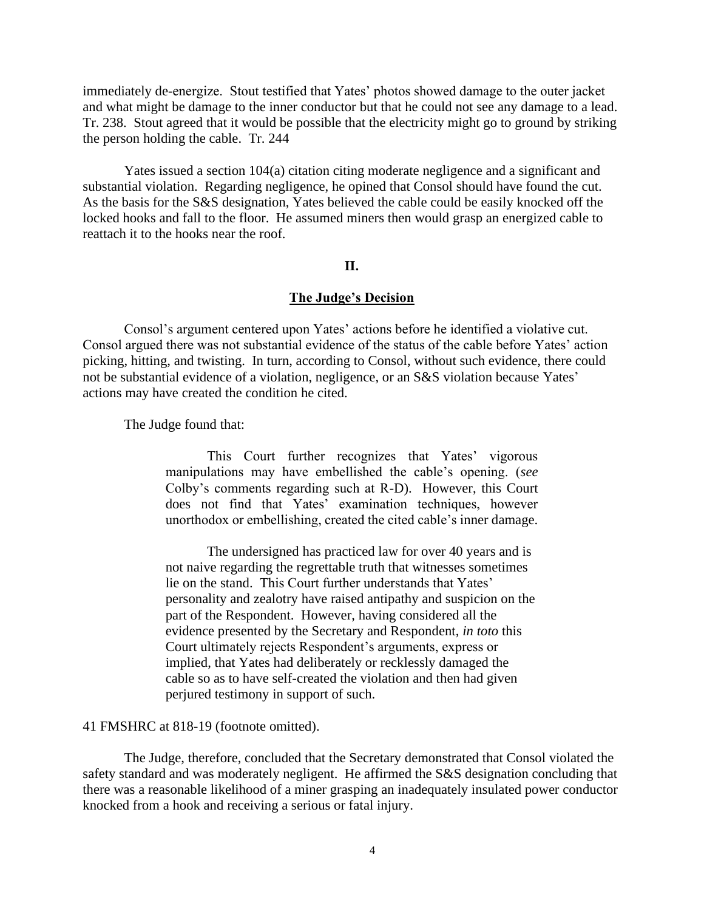immediately de-energize. Stout testified that Yates' photos showed damage to the outer jacket and what might be damage to the inner conductor but that he could not see any damage to a lead. Tr. 238. Stout agreed that it would be possible that the electricity might go to ground by striking the person holding the cable. Tr. 244

Yates issued a section 104(a) citation citing moderate negligence and a significant and substantial violation. Regarding negligence, he opined that Consol should have found the cut. As the basis for the S&S designation, Yates believed the cable could be easily knocked off the locked hooks and fall to the floor. He assumed miners then would grasp an energized cable to reattach it to the hooks near the roof.

## II.

## The Judge's Decision

Consol's argument centered upon Yates' actions before he identified a violative cut. Consol argued there was not substantial evidence of the status of the cable before Yates' action picking, hitting, and twisting. In turn, according to Consol, without such evidence, there could not be substantial evidence of a violation, negligence, or an S&S violation because Yates' actions may have created the condition he cited.

The Judge found that:

> This Court further recognizes that Yates' vigorous manipulations may have embellished the cable's opening. (*see* Colby's comments regarding such at R-D). However, this Court does not find that Yates' examination techniques, however unorthodox or embellishing, created the cited cable's inner damage.
>
> The undersigned has practiced law for over 40 years and is not naive regarding the regrettable truth that witnesses sometimes lie on the stand. This Court further understands that Yates' personality and zealotry have raised antipathy and suspicion on the part of the Respondent. However, having considered all the evidence presented by the Secretary and Respondent, *in toto* this Court ultimately rejects Respondent's arguments, express or implied, that Yates had deliberately or recklessly damaged the cable so as to have self-created the violation and then had given perjured testimony in support of such.

41 FMSHRC at 818-19 (footnote omitted).

The Judge, therefore, concluded that the Secretary demonstrated that Consol violated the safety standard and was moderately negligent. He affirmed the S&S designation concluding that there was a reasonable likelihood of a miner grasping an inadequately insulated power conductor knocked from a hook and receiving a serious or fatal injury.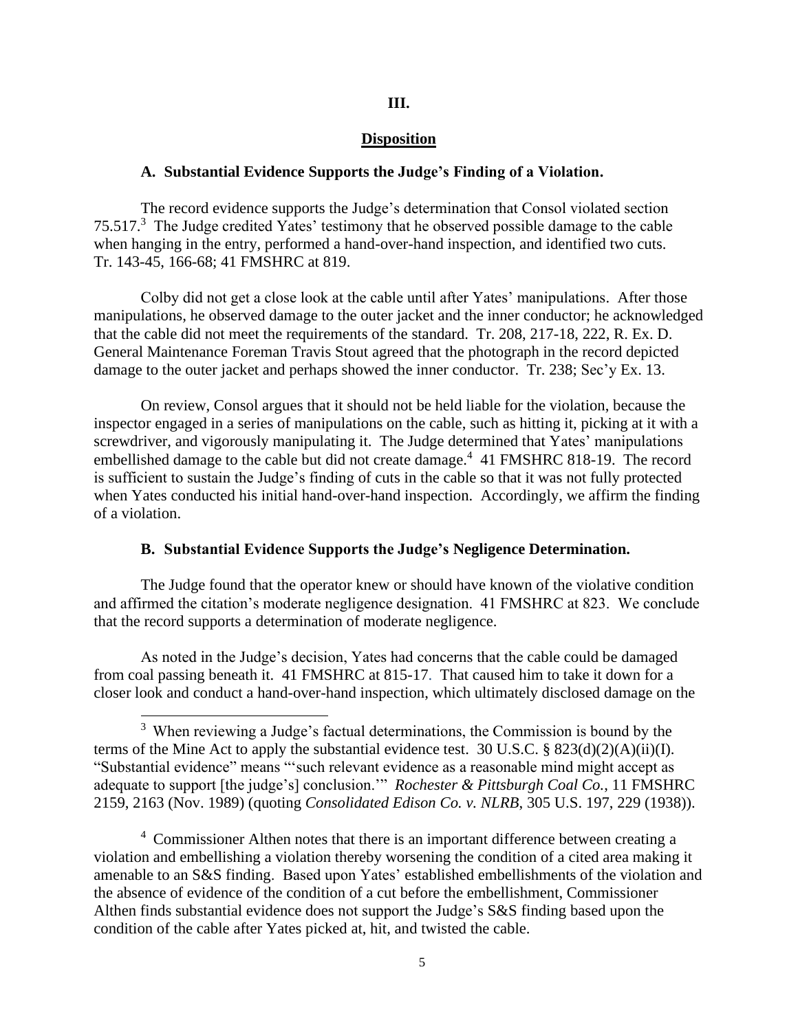## III.

## Disposition

### A. Substantial Evidence Supports the Judge's Finding of a Violation.

The record evidence supports the Judge's determination that Consol violated section 75.517.[3] The Judge credited Yates' testimony that he observed possible damage to the cable when hanging in the entry, performed a hand-over-hand inspection, and identified two cuts. Tr. 143-45, 166-68; 41 FMSHRC at 819.

Colby did not get a close look at the cable until after Yates' manipulations. After those manipulations, he observed damage to the outer jacket and the inner conductor; he acknowledged that the cable did not meet the requirements of the standard. Tr. 208, 217-18, 222, R. Ex. D. General Maintenance Foreman Travis Stout agreed that the photograph in the record depicted damage to the outer jacket and perhaps showed the inner conductor. Tr. 238; Sec'y Ex. 13.

On review, Consol argues that it should not be held liable for the violation, because the inspector engaged in a series of manipulations on the cable, such as hitting it, picking at it with a screwdriver, and vigorously manipulating it. The Judge determined that Yates' manipulations embellished damage to the cable but did not create damage.[4] 41 FMSHRC 818-19. The record is sufficient to sustain the Judge's finding of cuts in the cable so that it was not fully protected when Yates conducted his initial hand-over-hand inspection. Accordingly, we affirm the finding of a violation.

### B. Substantial Evidence Supports the Judge's Negligence Determination.

The Judge found that the operator knew or should have known of the violative condition and affirmed the citation's moderate negligence designation. 41 FMSHRC at 823. We conclude that the record supports a determination of moderate negligence.

As noted in the Judge's decision, Yates had concerns that the cable could be damaged from coal passing beneath it. 41 FMSHRC at 815-17. That caused him to take it down for a closer look and conduct a hand-over-hand inspection, which ultimately disclosed damage on the

---

[3] When reviewing a Judge's factual determinations, the Commission is bound by the terms of the Mine Act to apply the substantial evidence test. 30 U.S.C. § 823(d)(2)(A)(ii)(I). "Substantial evidence" means "'such relevant evidence as a reasonable mind might accept as adequate to support [the judge's] conclusion.'" *Rochester & Pittsburgh Coal Co.*, 11 FMSHRC 2159, 2163 (Nov. 1989) (quoting *Consolidated Edison Co. v. NLRB*, 305 U.S. 197, 229 (1938)).

[4] Commissioner Althen notes that there is an important difference between creating a violation and embellishing a violation thereby worsening the condition of a cited area making it amenable to an S&S finding. Based upon Yates' established embellishments of the violation and the absence of evidence of the condition of a cut before the embellishment, Commissioner Althen finds substantial evidence does not support the Judge's S&S finding based upon the condition of the cable after Yates picked at, hit, and twisted the cable.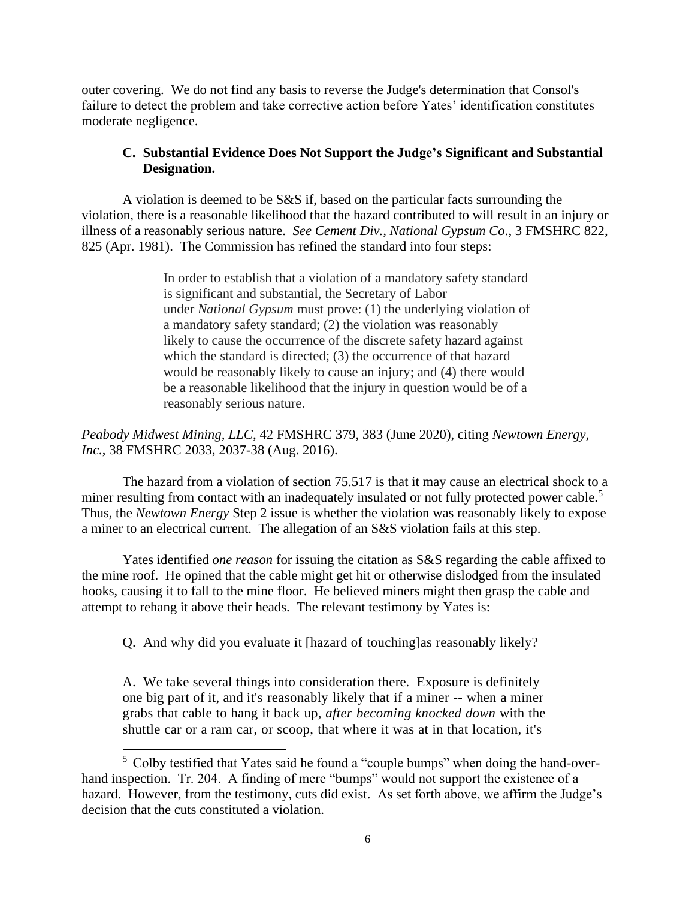outer covering. We do not find any basis to reverse the Judge's determination that Consol's failure to detect the problem and take corrective action before Yates' identification constitutes moderate negligence.

### C. Substantial Evidence Does Not Support the Judge's Significant and Substantial Designation.

A violation is deemed to be S&S if, based on the particular facts surrounding the violation, there is a reasonable likelihood that the hazard contributed to will result in an injury or illness of a reasonably serious nature. *See Cement Div., National Gypsum Co*., 3 FMSHRC 822, 825 (Apr. 1981). The Commission has refined the standard into four steps:

> In order to establish that a violation of a mandatory safety standard is significant and substantial, the Secretary of Labor under *National Gypsum* must prove: (1) the underlying violation of a mandatory safety standard; (2) the violation was reasonably likely to cause the occurrence of the discrete safety hazard against which the standard is directed; (3) the occurrence of that hazard would be reasonably likely to cause an injury; and (4) there would be a reasonable likelihood that the injury in question would be of a reasonably serious nature.

*Peabody Midwest Mining, LLC*, 42 FMSHRC 379, 383 (June 2020), citing *Newtown Energy, Inc.*, 38 FMSHRC 2033, 2037-38 (Aug. 2016).

The hazard from a violation of section 75.517 is that it may cause an electrical shock to a miner resulting from contact with an inadequately insulated or not fully protected power cable.[5] Thus, the *Newtown Energy* Step 2 issue is whether the violation was reasonably likely to expose a miner to an electrical current. The allegation of an S&S violation fails at this step.

Yates identified *one reason* for issuing the citation as S&S regarding the cable affixed to the mine roof. He opined that the cable might get hit or otherwise dislodged from the insulated hooks, causing it to fall to the mine floor. He believed miners might then grasp the cable and attempt to rehang it above their heads. The relevant testimony by Yates is:

> Q. And why did you evaluate it [hazard of touching]as reasonably likely?
>
> A. We take several things into consideration there. Exposure is definitely one big part of it, and it's reasonably likely that if a miner -- when a miner grabs that cable to hang it back up, *after becoming knocked down* with the shuttle car or a ram car, or scoop, that where it was at in that location, it's

[5] Colby testified that Yates said he found a "couple bumps" when doing the hand-over-hand inspection. Tr. 204. A finding of mere "bumps" would not support the existence of a hazard. However, from the testimony, cuts did exist. As set forth above, we affirm the Judge's decision that the cuts constituted a violation.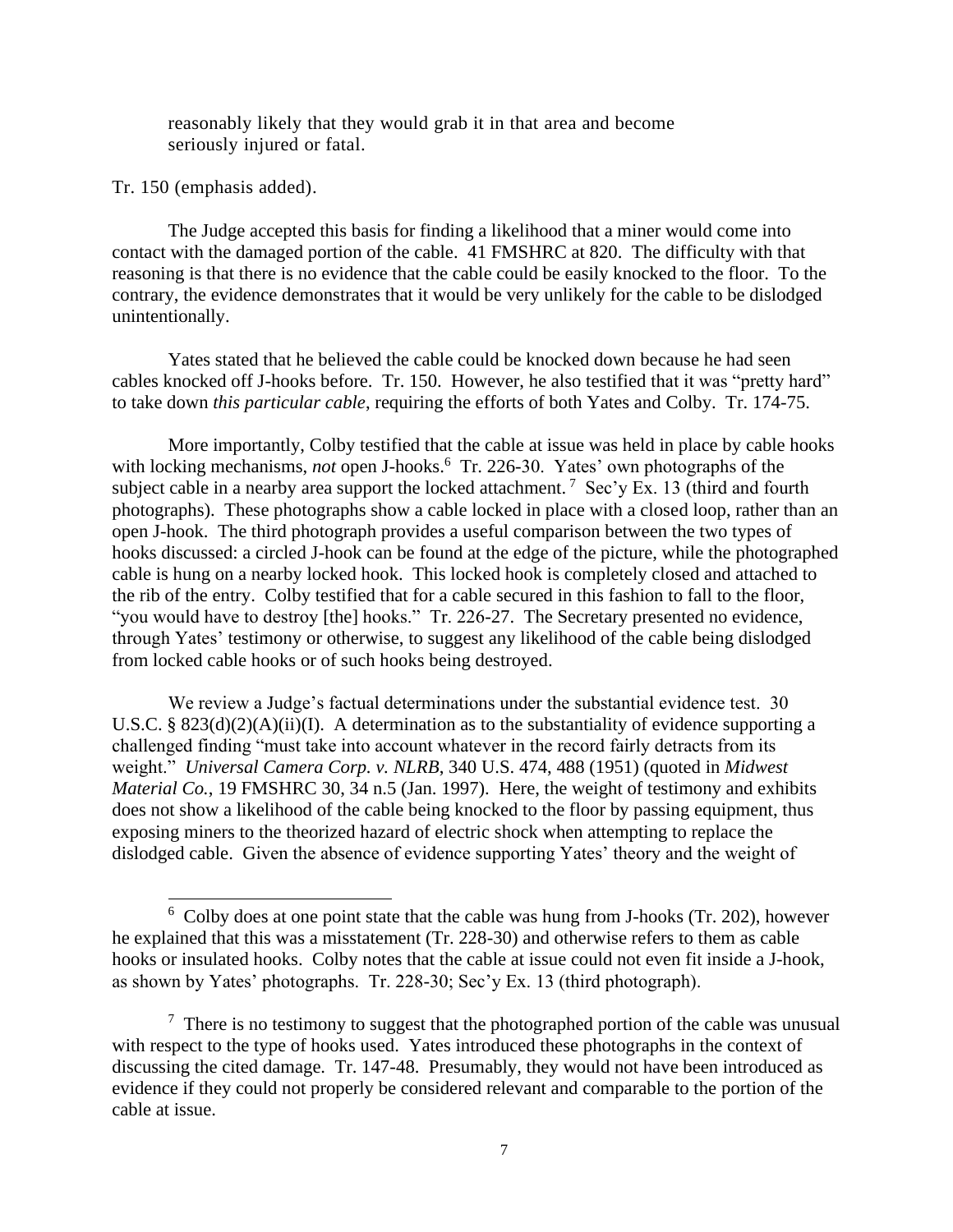> reasonably likely that they would grab it in that area and become seriously injured or fatal.

Tr. 150 (emphasis added).

The Judge accepted this basis for finding a likelihood that a miner would come into contact with the damaged portion of the cable. 41 FMSHRC at 820. The difficulty with that reasoning is that there is no evidence that the cable could be easily knocked to the floor. To the contrary, the evidence demonstrates that it would be very unlikely for the cable to be dislodged unintentionally.

Yates stated that he believed the cable could be knocked down because he had seen cables knocked off J-hooks before. Tr. 150. However, he also testified that it was "pretty hard" to take down *this particular cable*, requiring the efforts of both Yates and Colby. Tr. 174-75.

More importantly, Colby testified that the cable at issue was held in place by cable hooks with locking mechanisms, *not* open J-hooks.[6] Tr. 226-30. Yates' own photographs of the subject cable in a nearby area support the locked attachment.[7] Sec'y Ex. 13 (third and fourth photographs). These photographs show a cable locked in place with a closed loop, rather than an open J-hook. The third photograph provides a useful comparison between the two types of hooks discussed: a circled J-hook can be found at the edge of the picture, while the photographed cable is hung on a nearby locked hook. This locked hook is completely closed and attached to the rib of the entry. Colby testified that for a cable secured in this fashion to fall to the floor, "you would have to destroy [the] hooks." Tr. 226-27. The Secretary presented no evidence, through Yates' testimony or otherwise, to suggest any likelihood of the cable being dislodged from locked cable hooks or of such hooks being destroyed.

We review a Judge's factual determinations under the substantial evidence test. 30 U.S.C. § 823(d)(2)(A)(ii)(I). A determination as to the substantiality of evidence supporting a challenged finding "must take into account whatever in the record fairly detracts from its weight." *Universal Camera Corp. v. NLRB*, 340 U.S. 474, 488 (1951) (quoted in *Midwest Material Co.*, 19 FMSHRC 30, 34 n.5 (Jan. 1997). Here, the weight of testimony and exhibits does not show a likelihood of the cable being knocked to the floor by passing equipment, thus exposing miners to the theorized hazard of electric shock when attempting to replace the dislodged cable. Given the absence of evidence supporting Yates' theory and the weight of

---

[6] Colby does at one point state that the cable was hung from J-hooks (Tr. 202), however he explained that this was a misstatement (Tr. 228-30) and otherwise refers to them as cable hooks or insulated hooks. Colby notes that the cable at issue could not even fit inside a J-hook, as shown by Yates' photographs. Tr. 228-30; Sec'y Ex. 13 (third photograph).

[7] There is no testimony to suggest that the photographed portion of the cable was unusual with respect to the type of hooks used. Yates introduced these photographs in the context of discussing the cited damage. Tr. 147-48. Presumably, they would not have been introduced as evidence if they could not properly be considered relevant and comparable to the portion of the cable at issue.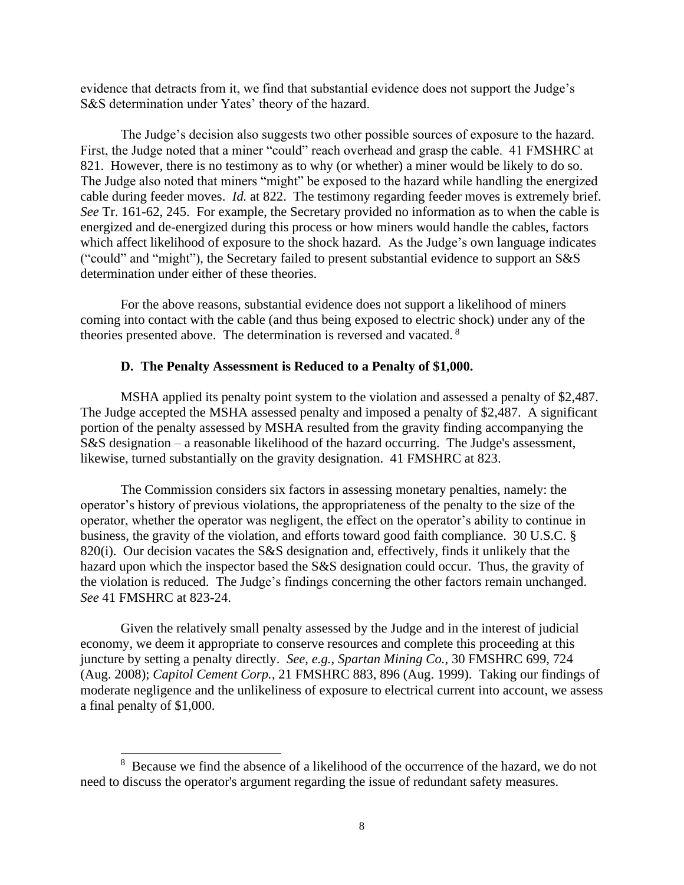evidence that detracts from it, we find that substantial evidence does not support the Judge's S&S determination under Yates' theory of the hazard.

The Judge's decision also suggests two other possible sources of exposure to the hazard. First, the Judge noted that a miner "could" reach overhead and grasp the cable. 41 FMSHRC at 821. However, there is no testimony as to why (or whether) a miner would be likely to do so. The Judge also noted that miners "might" be exposed to the hazard while handling the energized cable during feeder moves. *Id.* at 822. The testimony regarding feeder moves is extremely brief. *See* Tr. 161-62, 245. For example, the Secretary provided no information as to when the cable is energized and de-energized during this process or how miners would handle the cables, factors which affect likelihood of exposure to the shock hazard. As the Judge's own language indicates ("could" and "might"), the Secretary failed to present substantial evidence to support an S&S determination under either of these theories.

For the above reasons, substantial evidence does not support a likelihood of miners coming into contact with the cable (and thus being exposed to electric shock) under any of the theories presented above. The determination is reversed and vacated.[8]

### D. The Penalty Assessment is Reduced to a Penalty of $1,000.

MSHA applied its penalty point system to the violation and assessed a penalty of $2,487. The Judge accepted the MSHA assessed penalty and imposed a penalty of $2,487. A significant portion of the penalty assessed by MSHA resulted from the gravity finding accompanying the S&S designation – a reasonable likelihood of the hazard occurring. The Judge's assessment, likewise, turned substantially on the gravity designation. 41 FMSHRC at 823.

The Commission considers six factors in assessing monetary penalties, namely: the operator's history of previous violations, the appropriateness of the penalty to the size of the operator, whether the operator was negligent, the effect on the operator's ability to continue in business, the gravity of the violation, and efforts toward good faith compliance. 30 U.S.C. § 820(i). Our decision vacates the S&S designation and, effectively, finds it unlikely that the hazard upon which the inspector based the S&S designation could occur. Thus, the gravity of the violation is reduced. The Judge's findings concerning the other factors remain unchanged. *See* 41 FMSHRC at 823-24.

Given the relatively small penalty assessed by the Judge and in the interest of judicial economy, we deem it appropriate to conserve resources and complete this proceeding at this juncture by setting a penalty directly. *See, e.g.*, *Spartan Mining Co.*, 30 FMSHRC 699, 724 (Aug. 2008); *Capitol Cement Corp.*, 21 FMSHRC 883, 896 (Aug. 1999). Taking our findings of moderate negligence and the unlikeliness of exposure to electrical current into account, we assess a final penalty of $1,000.

---

[8] Because we find the absence of a likelihood of the occurrence of the hazard, we do not need to discuss the operator's argument regarding the issue of redundant safety measures.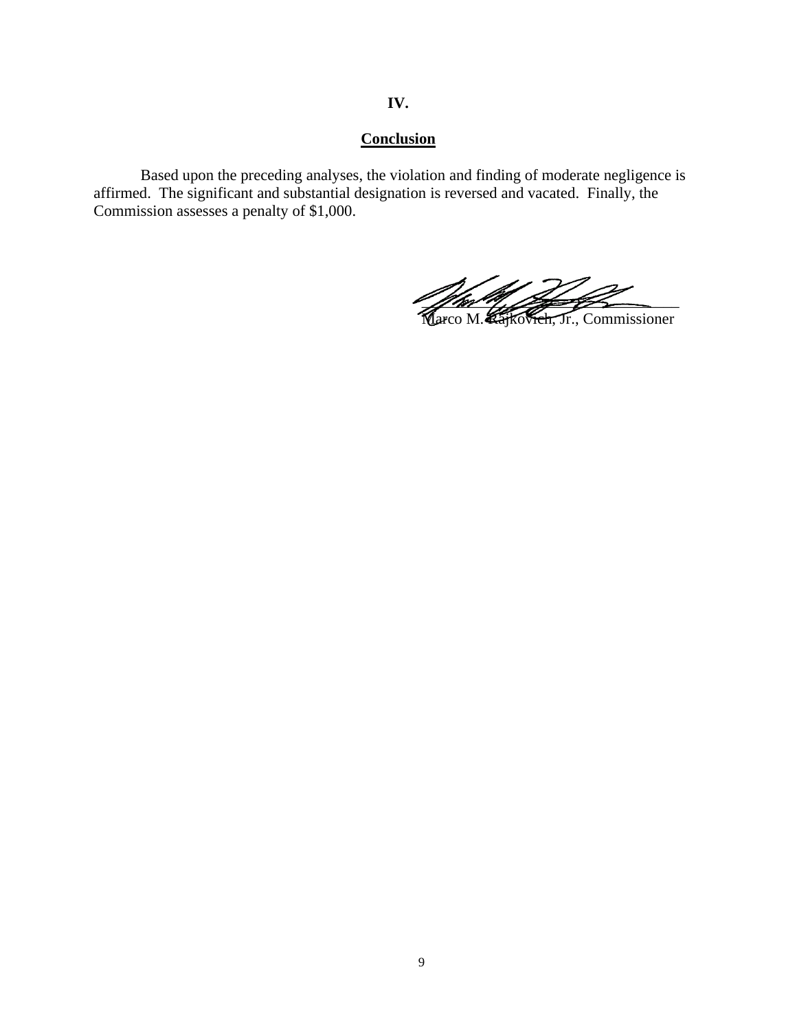## IV.

## Conclusion

Based upon the preceding analyses, the violation and finding of moderate negligence is affirmed. The significant and substantial designation is reversed and vacated. Finally, the Commission assesses a penalty of $1,000.

Marco M. Rajkovich, Jr., Commissioner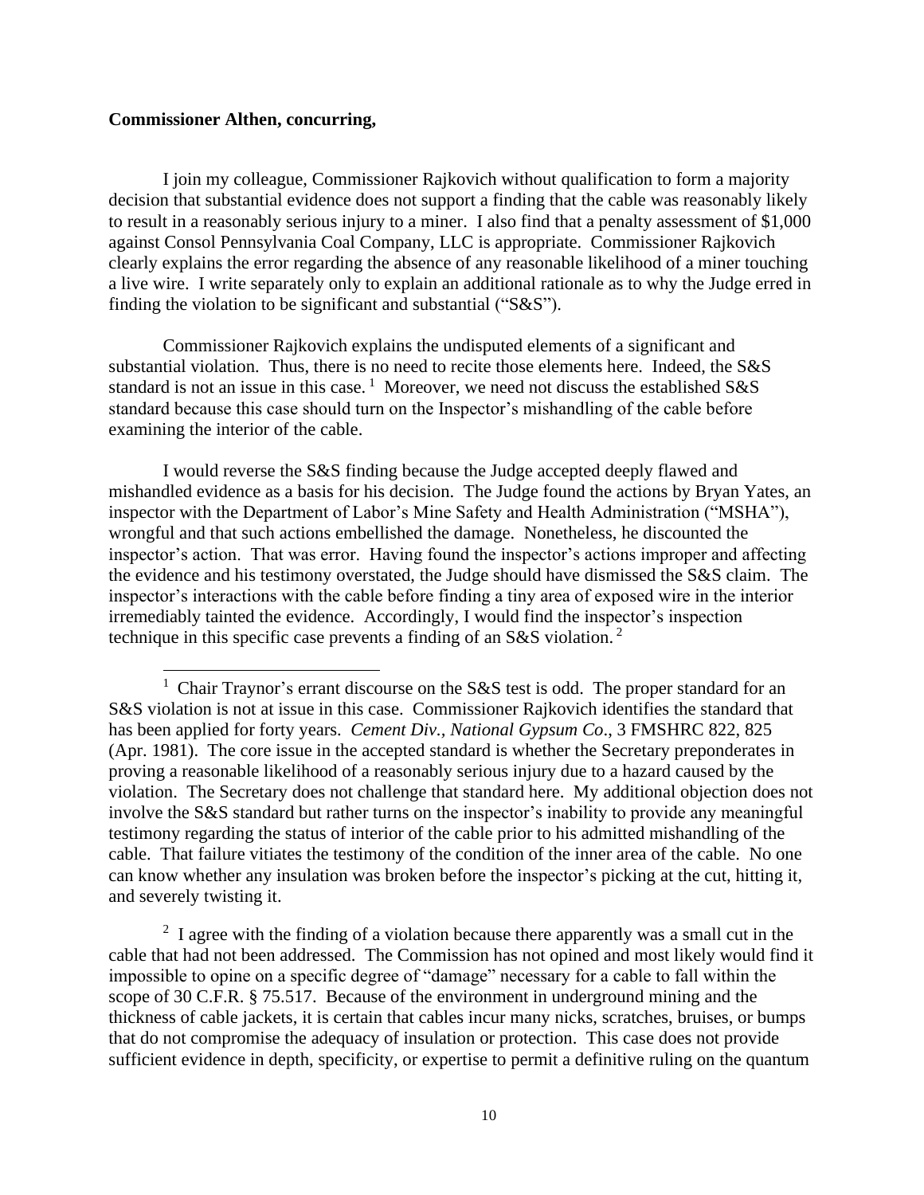**Commissioner Althen, concurring,**

I join my colleague, Commissioner Rajkovich without qualification to form a majority decision that substantial evidence does not support a finding that the cable was reasonably likely to result in a reasonably serious injury to a miner. I also find that a penalty assessment of $1,000 against Consol Pennsylvania Coal Company, LLC is appropriate. Commissioner Rajkovich clearly explains the error regarding the absence of any reasonable likelihood of a miner touching a live wire. I write separately only to explain an additional rationale as to why the Judge erred in finding the violation to be significant and substantial ("S&S").

Commissioner Rajkovich explains the undisputed elements of a significant and substantial violation. Thus, there is no need to recite those elements here. Indeed, the S&S standard is not an issue in this case. [1] Moreover, we need not discuss the established S&S standard because this case should turn on the Inspector's mishandling of the cable before examining the interior of the cable.

I would reverse the S&S finding because the Judge accepted deeply flawed and mishandled evidence as a basis for his decision. The Judge found the actions by Bryan Yates, an inspector with the Department of Labor's Mine Safety and Health Administration ("MSHA"), wrongful and that such actions embellished the damage. Nonetheless, he discounted the inspector's action. That was error. Having found the inspector's actions improper and affecting the evidence and his testimony overstated, the Judge should have dismissed the S&S claim. The inspector's interactions with the cable before finding a tiny area of exposed wire in the interior irremediably tainted the evidence. Accordingly, I would find the inspector's inspection technique in this specific case prevents a finding of an S&S violation. [2]

---

[1] Chair Traynor's errant discourse on the S&S test is odd. The proper standard for an S&S violation is not at issue in this case. Commissioner Rajkovich identifies the standard that has been applied for forty years. *Cement Div., National Gypsum Co*., 3 FMSHRC 822, 825 (Apr. 1981). The core issue in the accepted standard is whether the Secretary preponderates in proving a reasonable likelihood of a reasonably serious injury due to a hazard caused by the violation. The Secretary does not challenge that standard here. My additional objection does not involve the S&S standard but rather turns on the inspector's inability to provide any meaningful testimony regarding the status of interior of the cable prior to his admitted mishandling of the cable. That failure vitiates the testimony of the condition of the inner area of the cable. No one can know whether any insulation was broken before the inspector's picking at the cut, hitting it, and severely twisting it.

[2] I agree with the finding of a violation because there apparently was a small cut in the cable that had not been addressed. The Commission has not opined and most likely would find it impossible to opine on a specific degree of "damage" necessary for a cable to fall within the scope of 30 C.F.R. § 75.517. Because of the environment in underground mining and the thickness of cable jackets, it is certain that cables incur many nicks, scratches, bruises, or bumps that do not compromise the adequacy of insulation or protection. This case does not provide sufficient evidence in depth, specificity, or expertise to permit a definitive ruling on the quantum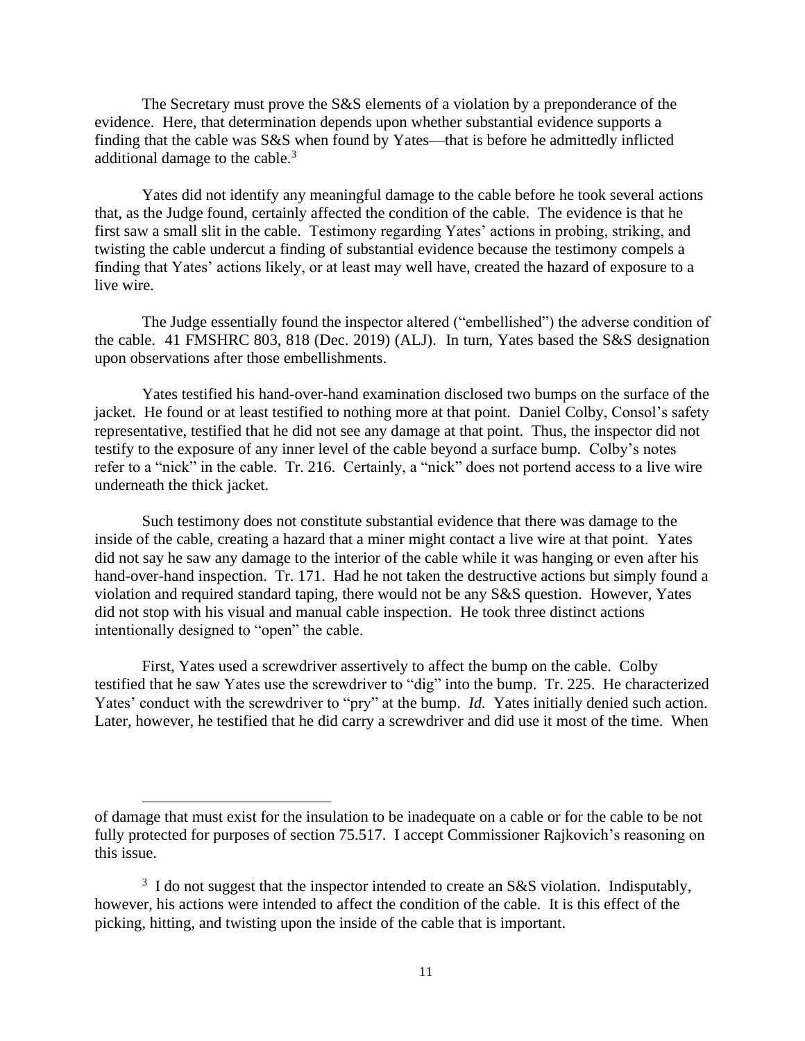The Secretary must prove the S&S elements of a violation by a preponderance of the evidence. Here, that determination depends upon whether substantial evidence supports a finding that the cable was S&S when found by Yates—that is before he admittedly inflicted additional damage to the cable.[3]

Yates did not identify any meaningful damage to the cable before he took several actions that, as the Judge found, certainly affected the condition of the cable. The evidence is that he first saw a small slit in the cable. Testimony regarding Yates' actions in probing, striking, and twisting the cable undercut a finding of substantial evidence because the testimony compels a finding that Yates' actions likely, or at least may well have, created the hazard of exposure to a live wire.

The Judge essentially found the inspector altered ("embellished") the adverse condition of the cable. 41 FMSHRC 803, 818 (Dec. 2019) (ALJ). In turn, Yates based the S&S designation upon observations after those embellishments.

Yates testified his hand-over-hand examination disclosed two bumps on the surface of the jacket. He found or at least testified to nothing more at that point. Daniel Colby, Consol's safety representative, testified that he did not see any damage at that point. Thus, the inspector did not testify to the exposure of any inner level of the cable beyond a surface bump. Colby's notes refer to a "nick" in the cable. Tr. 216. Certainly, a "nick" does not portend access to a live wire underneath the thick jacket.

Such testimony does not constitute substantial evidence that there was damage to the inside of the cable, creating a hazard that a miner might contact a live wire at that point. Yates did not say he saw any damage to the interior of the cable while it was hanging or even after his hand-over-hand inspection. Tr. 171. Had he not taken the destructive actions but simply found a violation and required standard taping, there would not be any S&S question. However, Yates did not stop with his visual and manual cable inspection. He took three distinct actions intentionally designed to "open" the cable.

First, Yates used a screwdriver assertively to affect the bump on the cable. Colby testified that he saw Yates use the screwdriver to "dig" into the bump. Tr. 225. He characterized Yates' conduct with the screwdriver to "pry" at the bump. *Id.* Yates initially denied such action. Later, however, he testified that he did carry a screwdriver and did use it most of the time. When

---

of damage that must exist for the insulation to be inadequate on a cable or for the cable to be not fully protected for purposes of section 75.517. I accept Commissioner Rajkovich's reasoning on this issue.

[3] I do not suggest that the inspector intended to create an S&S violation. Indisputably, however, his actions were intended to affect the condition of the cable. It is this effect of the picking, hitting, and twisting upon the inside of the cable that is important.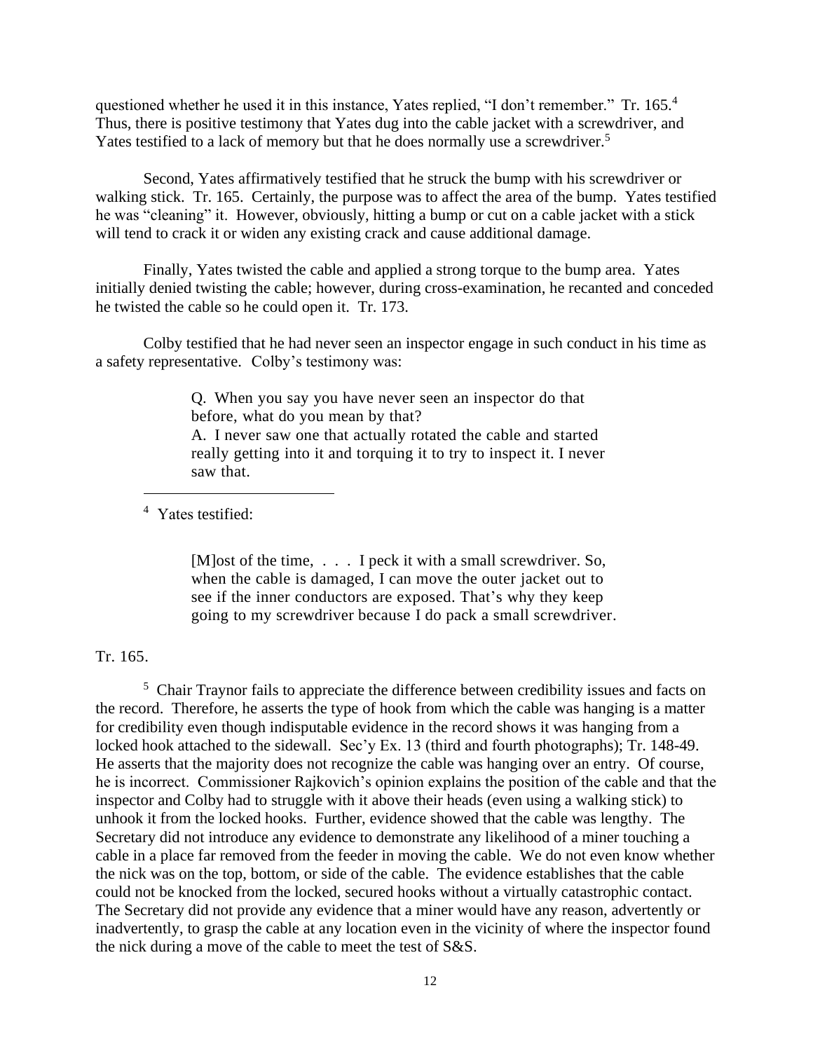questioned whether he used it in this instance, Yates replied, "I don't remember." Tr. 165.[4] Thus, there is positive testimony that Yates dug into the cable jacket with a screwdriver, and Yates testified to a lack of memory but that he does normally use a screwdriver.[5]

Second, Yates affirmatively testified that he struck the bump with his screwdriver or walking stick. Tr. 165. Certainly, the purpose was to affect the area of the bump. Yates testified he was "cleaning" it. However, obviously, hitting a bump or cut on a cable jacket with a stick will tend to crack it or widen any existing crack and cause additional damage.

Finally, Yates twisted the cable and applied a strong torque to the bump area. Yates initially denied twisting the cable; however, during cross-examination, he recanted and conceded he twisted the cable so he could open it. Tr. 173.

Colby testified that he had never seen an inspector engage in such conduct in his time as a safety representative. Colby's testimony was:

> Q. When you say you have never seen an inspector do that before, what do you mean by that?
> A. I never saw one that actually rotated the cable and started really getting into it and torquing it to try to inspect it. I never saw that.

---

[4] Yates testified:

> [M]ost of the time, . . . I peck it with a small screwdriver. So, when the cable is damaged, I can move the outer jacket out to see if the inner conductors are exposed. That's why they keep going to my screwdriver because I do pack a small screwdriver.

Tr. 165.

[5] Chair Traynor fails to appreciate the difference between credibility issues and facts on the record. Therefore, he asserts the type of hook from which the cable was hanging is a matter for credibility even though indisputable evidence in the record shows it was hanging from a locked hook attached to the sidewall. Sec'y Ex. 13 (third and fourth photographs); Tr. 148-49. He asserts that the majority does not recognize the cable was hanging over an entry. Of course, he is incorrect. Commissioner Rajkovich's opinion explains the position of the cable and that the inspector and Colby had to struggle with it above their heads (even using a walking stick) to unhook it from the locked hooks. Further, evidence showed that the cable was lengthy. The Secretary did not introduce any evidence to demonstrate any likelihood of a miner touching a cable in a place far removed from the feeder in moving the cable. We do not even know whether the nick was on the top, bottom, or side of the cable. The evidence establishes that the cable could not be knocked from the locked, secured hooks without a virtually catastrophic contact. The Secretary did not provide any evidence that a miner would have any reason, advertently or inadvertently, to grasp the cable at any location even in the vicinity of where the inspector found the nick during a move of the cable to meet the test of S&S.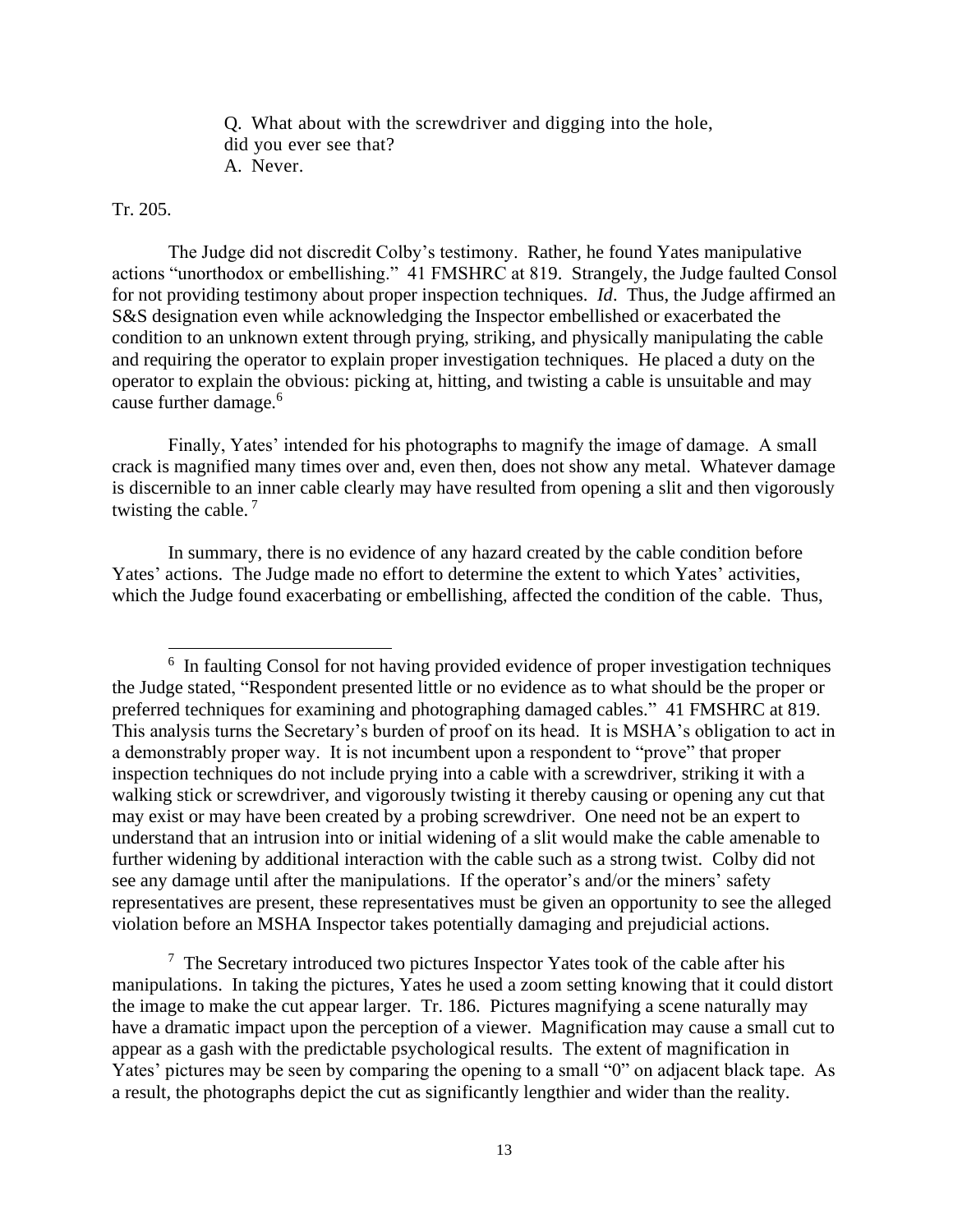> Q. What about with the screwdriver and digging into the hole, did you ever see that?
> A. Never.

Tr. 205.

The Judge did not discredit Colby's testimony. Rather, he found Yates manipulative actions "unorthodox or embellishing." 41 FMSHRC at 819. Strangely, the Judge faulted Consol for not providing testimony about proper inspection techniques. *Id*. Thus, the Judge affirmed an S&S designation even while acknowledging the Inspector embellished or exacerbated the condition to an unknown extent through prying, striking, and physically manipulating the cable and requiring the operator to explain proper investigation techniques. He placed a duty on the operator to explain the obvious: picking at, hitting, and twisting a cable is unsuitable and may cause further damage.[6]

Finally, Yates' intended for his photographs to magnify the image of damage. A small crack is magnified many times over and, even then, does not show any metal. Whatever damage is discernible to an inner cable clearly may have resulted from opening a slit and then vigorously twisting the cable.[7]

In summary, there is no evidence of any hazard created by the cable condition before Yates' actions. The Judge made no effort to determine the extent to which Yates' activities, which the Judge found exacerbating or embellishing, affected the condition of the cable. Thus,

---

[6] In faulting Consol for not having provided evidence of proper investigation techniques the Judge stated, "Respondent presented little or no evidence as to what should be the proper or preferred techniques for examining and photographing damaged cables." 41 FMSHRC at 819. This analysis turns the Secretary's burden of proof on its head. It is MSHA's obligation to act in a demonstrably proper way. It is not incumbent upon a respondent to "prove" that proper inspection techniques do not include prying into a cable with a screwdriver, striking it with a walking stick or screwdriver, and vigorously twisting it thereby causing or opening any cut that may exist or may have been created by a probing screwdriver. One need not be an expert to understand that an intrusion into or initial widening of a slit would make the cable amenable to further widening by additional interaction with the cable such as a strong twist. Colby did not see any damage until after the manipulations. If the operator's and/or the miners' safety representatives are present, these representatives must be given an opportunity to see the alleged violation before an MSHA Inspector takes potentially damaging and prejudicial actions.

[7] The Secretary introduced two pictures Inspector Yates took of the cable after his manipulations. In taking the pictures, Yates he used a zoom setting knowing that it could distort the image to make the cut appear larger. Tr. 186. Pictures magnifying a scene naturally may have a dramatic impact upon the perception of a viewer. Magnification may cause a small cut to appear as a gash with the predictable psychological results. The extent of magnification in Yates' pictures may be seen by comparing the opening to a small "0" on adjacent black tape. As a result, the photographs depict the cut as significantly lengthier and wider than the reality.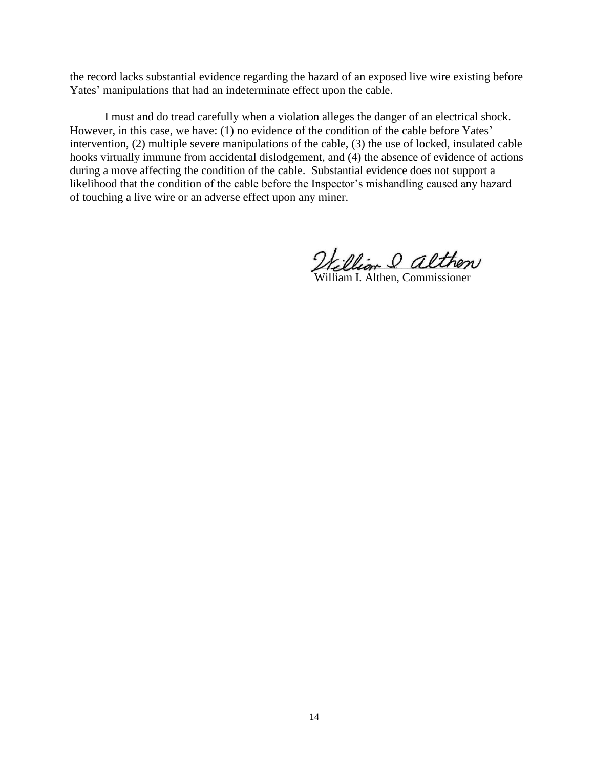the record lacks substantial evidence regarding the hazard of an exposed live wire existing before Yates' manipulations that had an indeterminate effect upon the cable.

I must and do tread carefully when a violation alleges the danger of an electrical shock. However, in this case, we have: (1) no evidence of the condition of the cable before Yates' intervention, (2) multiple severe manipulations of the cable, (3) the use of locked, insulated cable hooks virtually immune from accidental dislodgement, and (4) the absence of evidence of actions during a move affecting the condition of the cable. Substantial evidence does not support a likelihood that the condition of the cable before the Inspector's mishandling caused any hazard of touching a live wire or an adverse effect upon any miner.

William I. Althen, Commissioner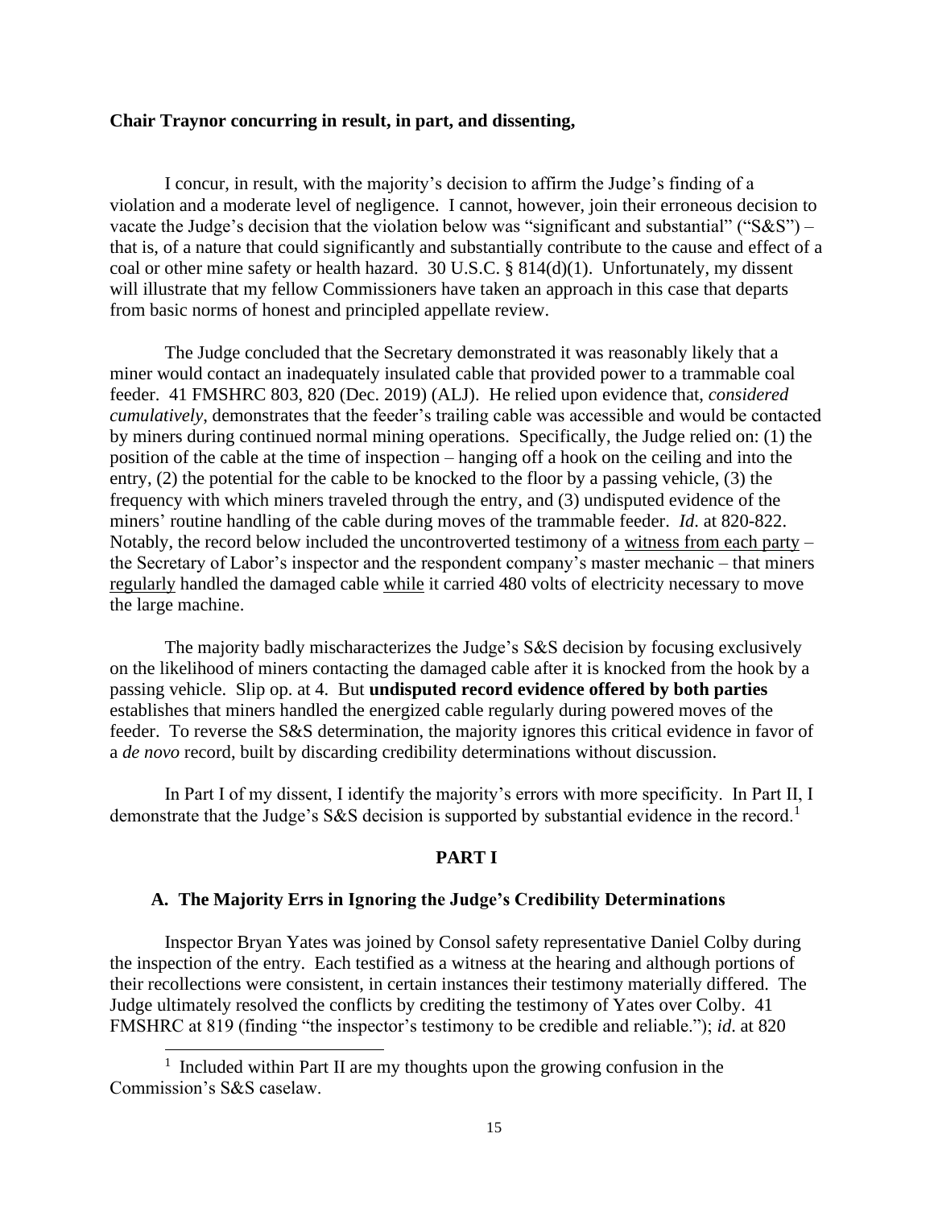**Chair Traynor concurring in result, in part, and dissenting,**

I concur, in result, with the majority's decision to affirm the Judge's finding of a violation and a moderate level of negligence. I cannot, however, join their erroneous decision to vacate the Judge's decision that the violation below was "significant and substantial" ("S&S") – that is, of a nature that could significantly and substantially contribute to the cause and effect of a coal or other mine safety or health hazard. 30 U.S.C. § 814(d)(1). Unfortunately, my dissent will illustrate that my fellow Commissioners have taken an approach in this case that departs from basic norms of honest and principled appellate review.

The Judge concluded that the Secretary demonstrated it was reasonably likely that a miner would contact an inadequately insulated cable that provided power to a trammable coal feeder. 41 FMSHRC 803, 820 (Dec. 2019) (ALJ). He relied upon evidence that, *considered cumulatively*, demonstrates that the feeder's trailing cable was accessible and would be contacted by miners during continued normal mining operations. Specifically, the Judge relied on: (1) the position of the cable at the time of inspection – hanging off a hook on the ceiling and into the entry, (2) the potential for the cable to be knocked to the floor by a passing vehicle, (3) the frequency with which miners traveled through the entry, and (3) undisputed evidence of the miners' routine handling of the cable during moves of the trammable feeder. *Id*. at 820-822. Notably, the record below included the uncontroverted testimony of a <u>witness from each party</u> – the Secretary of Labor's inspector and the respondent company's master mechanic – that miners <u>regularly</u> handled the damaged cable <u>while</u> it carried 480 volts of electricity necessary to move the large machine.

The majority badly mischaracterizes the Judge's S&S decision by focusing exclusively on the likelihood of miners contacting the damaged cable after it is knocked from the hook by a passing vehicle. Slip op. at 4. But **undisputed record evidence offered by both parties** establishes that miners handled the energized cable regularly during powered moves of the feeder. To reverse the S&S determination, the majority ignores this critical evidence in favor of a *de novo* record, built by discarding credibility determinations without discussion.

In Part I of my dissent, I identify the majority's errors with more specificity. In Part II, I demonstrate that the Judge's S&S decision is supported by substantial evidence in the record.[1]

## PART I

### A. The Majority Errs in Ignoring the Judge's Credibility Determinations

Inspector Bryan Yates was joined by Consol safety representative Daniel Colby during the inspection of the entry. Each testified as a witness at the hearing and although portions of their recollections were consistent, in certain instances their testimony materially differed. The Judge ultimately resolved the conflicts by crediting the testimony of Yates over Colby. 41 FMSHRC at 819 (finding "the inspector's testimony to be credible and reliable."); *id*. at 820

[1] Included within Part II are my thoughts upon the growing confusion in the Commission's S&S caselaw.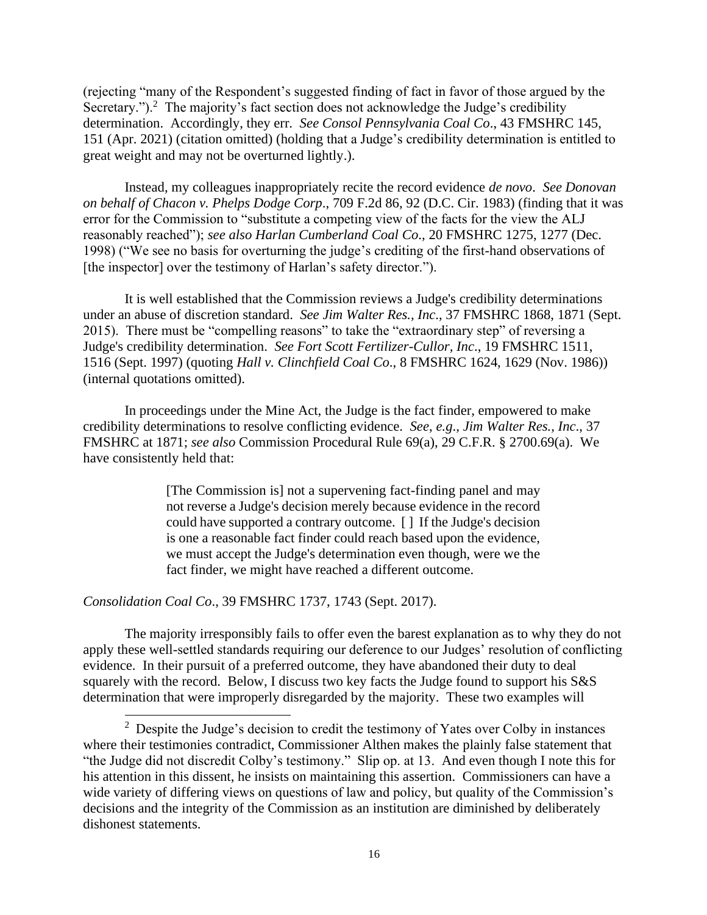(rejecting "many of the Respondent's suggested finding of fact in favor of those argued by the Secretary.").[2] The majority's fact section does not acknowledge the Judge's credibility determination. Accordingly, they err. *See Consol Pennsylvania Coal Co*., 43 FMSHRC 145, 151 (Apr. 2021) (citation omitted) (holding that a Judge's credibility determination is entitled to great weight and may not be overturned lightly.).

Instead, my colleagues inappropriately recite the record evidence *de novo*. *See Donovan on behalf of Chacon v. Phelps Dodge Corp*., 709 F.2d 86, 92 (D.C. Cir. 1983) (finding that it was error for the Commission to "substitute a competing view of the facts for the view the ALJ reasonably reached"); *see also Harlan Cumberland Coal Co*., 20 FMSHRC 1275, 1277 (Dec. 1998) ("We see no basis for overturning the judge's crediting of the first-hand observations of [the inspector] over the testimony of Harlan's safety director.").

It is well established that the Commission reviews a Judge's credibility determinations under an abuse of discretion standard. *See Jim Walter Res., Inc*., 37 FMSHRC 1868, 1871 (Sept. 2015). There must be "compelling reasons" to take the "extraordinary step" of reversing a Judge's credibility determination. *See Fort Scott Fertilizer-Cullor, Inc*., 19 FMSHRC 1511, 1516 (Sept. 1997) (quoting *Hall v. Clinchfield Coal Co*., 8 FMSHRC 1624, 1629 (Nov. 1986)) (internal quotations omitted).

In proceedings under the Mine Act, the Judge is the fact finder, empowered to make credibility determinations to resolve conflicting evidence. *See, e.g*., *Jim Walter Res., Inc*., 37 FMSHRC at 1871; *see also* Commission Procedural Rule 69(a), 29 C.F.R. § 2700.69(a). We have consistently held that:

> [The Commission is] not a supervening fact-finding panel and may not reverse a Judge's decision merely because evidence in the record could have supported a contrary outcome. [ ] If the Judge's decision is one a reasonable fact finder could reach based upon the evidence, we must accept the Judge's determination even though, were we the fact finder, we might have reached a different outcome.

*Consolidation Coal Co*., 39 FMSHRC 1737, 1743 (Sept. 2017).

The majority irresponsibly fails to offer even the barest explanation as to why they do not apply these well-settled standards requiring our deference to our Judges' resolution of conflicting evidence. In their pursuit of a preferred outcome, they have abandoned their duty to deal squarely with the record. Below, I discuss two key facts the Judge found to support his S&S determination that were improperly disregarded by the majority. These two examples will

---

[2] Despite the Judge's decision to credit the testimony of Yates over Colby in instances where their testimonies contradict, Commissioner Althen makes the plainly false statement that "the Judge did not discredit Colby's testimony." Slip op. at 13. And even though I note this for his attention in this dissent, he insists on maintaining this assertion. Commissioners can have a wide variety of differing views on questions of law and policy, but quality of the Commission's decisions and the integrity of the Commission as an institution are diminished by deliberately dishonest statements.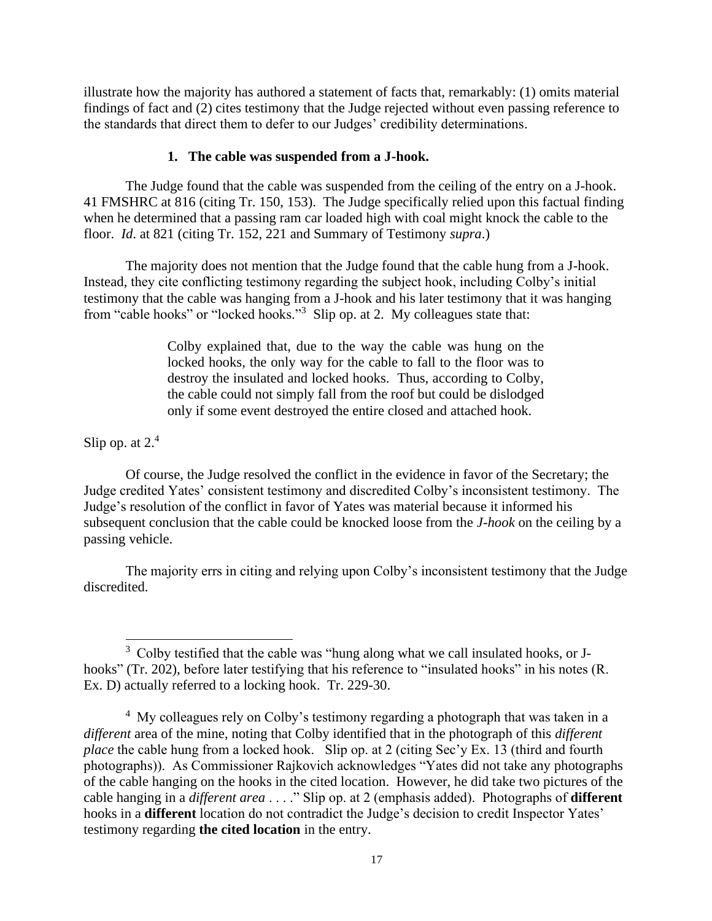illustrate how the majority has authored a statement of facts that, remarkably: (1) omits material findings of fact and (2) cites testimony that the Judge rejected without even passing reference to the standards that direct them to defer to our Judges' credibility determinations.

### 1. The cable was suspended from a J-hook.

The Judge found that the cable was suspended from the ceiling of the entry on a J-hook. 41 FMSHRC at 816 (citing Tr. 150, 153). The Judge specifically relied upon this factual finding when he determined that a passing ram car loaded high with coal might knock the cable to the floor. *Id*. at 821 (citing Tr. 152, 221 and Summary of Testimony *supra*.)

The majority does not mention that the Judge found that the cable hung from a J-hook. Instead, they cite conflicting testimony regarding the subject hook, including Colby's initial testimony that the cable was hanging from a J-hook and his later testimony that it was hanging from "cable hooks" or "locked hooks."[3] Slip op. at 2. My colleagues state that:

> Colby explained that, due to the way the cable was hung on the locked hooks, the only way for the cable to fall to the floor was to destroy the insulated and locked hooks. Thus, according to Colby, the cable could not simply fall from the roof but could be dislodged only if some event destroyed the entire closed and attached hook.

Slip op. at 2.[4]

Of course, the Judge resolved the conflict in the evidence in favor of the Secretary; the Judge credited Yates' consistent testimony and discredited Colby's inconsistent testimony. The Judge's resolution of the conflict in favor of Yates was material because it informed his subsequent conclusion that the cable could be knocked loose from the *J-hook* on the ceiling by a passing vehicle.

The majority errs in citing and relying upon Colby's inconsistent testimony that the Judge discredited.

---

[3] Colby testified that the cable was "hung along what we call insulated hooks, or J-hooks" (Tr. 202), before later testifying that his reference to "insulated hooks" in his notes (R. Ex. D) actually referred to a locking hook. Tr. 229-30.

[4] My colleagues rely on Colby's testimony regarding a photograph that was taken in a *different* area of the mine, noting that Colby identified that in the photograph of this *different place* the cable hung from a locked hook. Slip op. at 2 (citing Sec'y Ex. 13 (third and fourth photographs)). As Commissioner Rajkovich acknowledges "Yates did not take any photographs of the cable hanging on the hooks in the cited location. However, he did take two pictures of the cable hanging in a *different area* . . . ." Slip op. at 2 (emphasis added). Photographs of **different** hooks in a **different** location do not contradict the Judge's decision to credit Inspector Yates' testimony regarding **the cited location** in the entry.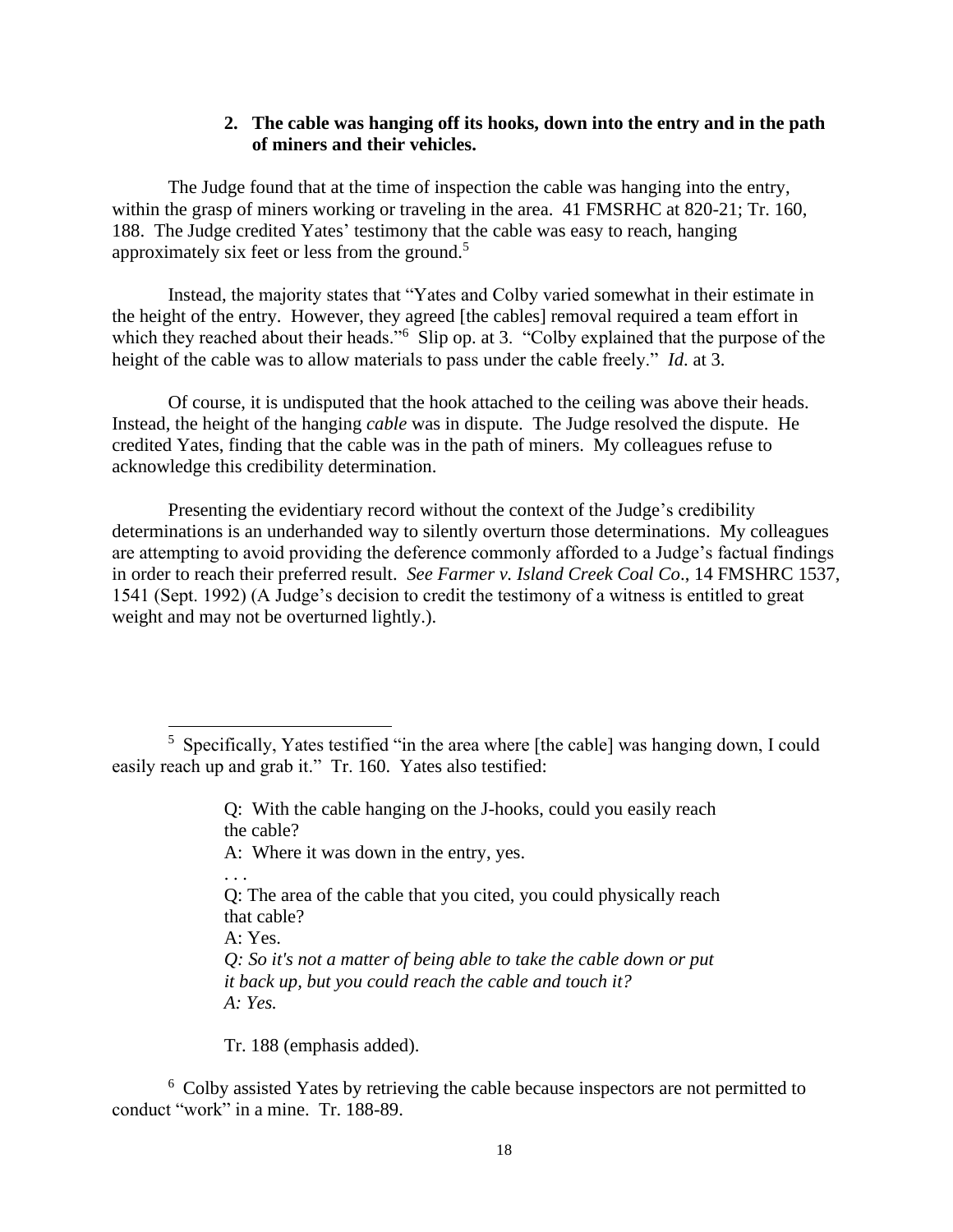### 2. The cable was hanging off its hooks, down into the entry and in the path of miners and their vehicles.

The Judge found that at the time of inspection the cable was hanging into the entry, within the grasp of miners working or traveling in the area. 41 FMSRHC at 820-21; Tr. 160, 188. The Judge credited Yates' testimony that the cable was easy to reach, hanging approximately six feet or less from the ground.[5]

Instead, the majority states that "Yates and Colby varied somewhat in their estimate in the height of the entry. However, they agreed [the cables] removal required a team effort in which they reached about their heads."[6] Slip op. at 3. "Colby explained that the purpose of the height of the cable was to allow materials to pass under the cable freely." *Id*. at 3.

Of course, it is undisputed that the hook attached to the ceiling was above their heads. Instead, the height of the hanging *cable* was in dispute. The Judge resolved the dispute. He credited Yates, finding that the cable was in the path of miners. My colleagues refuse to acknowledge this credibility determination.

Presenting the evidentiary record without the context of the Judge's credibility determinations is an underhanded way to silently overturn those determinations. My colleagues are attempting to avoid providing the deference commonly afforded to a Judge's factual findings in order to reach their preferred result. *See Farmer v. Island Creek Coal Co*., 14 FMSHRC 1537, 1541 (Sept. 1992) (A Judge's decision to credit the testimony of a witness is entitled to great weight and may not be overturned lightly.).

---

[5] Specifically, Yates testified "in the area where [the cable] was hanging down, I could easily reach up and grab it." Tr. 160. Yates also testified:

> Q: With the cable hanging on the J-hooks, could you easily reach the cable?
> A: Where it was down in the entry, yes.
> . . .
> Q: The area of the cable that you cited, you could physically reach that cable?
> A: Yes.
> *Q: So it's not a matter of being able to take the cable down or put it back up, but you could reach the cable and touch it?*
> *A: Yes.*
>
> Tr. 188 (emphasis added).

[6] Colby assisted Yates by retrieving the cable because inspectors are not permitted to conduct "work" in a mine. Tr. 188-89.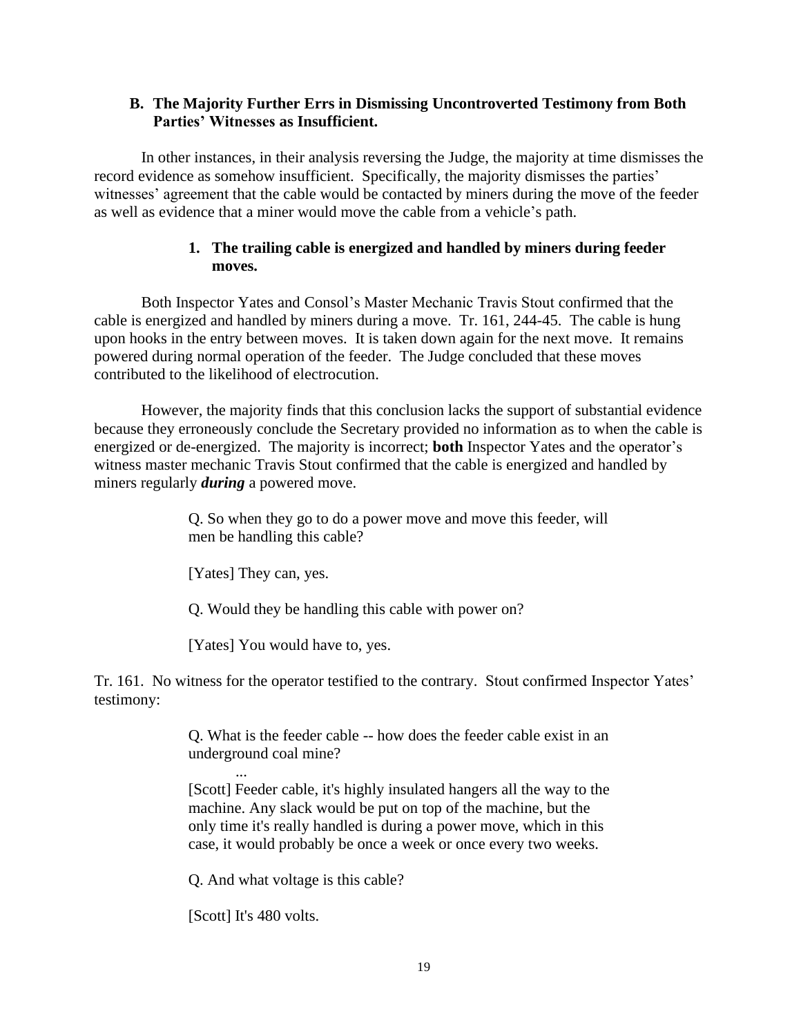### B. The Majority Further Errs in Dismissing Uncontroverted Testimony from Both Parties' Witnesses as Insufficient.

In other instances, in their analysis reversing the Judge, the majority at time dismisses the record evidence as somehow insufficient. Specifically, the majority dismisses the parties' witnesses' agreement that the cable would be contacted by miners during the move of the feeder as well as evidence that a miner would move the cable from a vehicle's path.

#### 1. The trailing cable is energized and handled by miners during feeder moves.

Both Inspector Yates and Consol's Master Mechanic Travis Stout confirmed that the cable is energized and handled by miners during a move. Tr. 161, 244-45. The cable is hung upon hooks in the entry between moves. It is taken down again for the next move. It remains powered during normal operation of the feeder. The Judge concluded that these moves contributed to the likelihood of electrocution.

However, the majority finds that this conclusion lacks the support of substantial evidence because they erroneously conclude the Secretary provided no information as to when the cable is energized or de-energized. The majority is incorrect; **both** Inspector Yates and the operator's witness master mechanic Travis Stout confirmed that the cable is energized and handled by miners regularly ***during*** a powered move.

> Q. So when they go to do a power move and move this feeder, will men be handling this cable?
>
> [Yates] They can, yes.
>
> Q. Would they be handling this cable with power on?
>
> [Yates] You would have to, yes.

Tr. 161. No witness for the operator testified to the contrary. Stout confirmed Inspector Yates' testimony:

> Q. What is the feeder cable -- how does the feeder cable exist in an underground coal mine?
>
> ...
>
> [Scott] Feeder cable, it's highly insulated hangers all the way to the machine. Any slack would be put on top of the machine, but the only time it's really handled is during a power move, which in this case, it would probably be once a week or once every two weeks.
>
> Q. And what voltage is this cable?
>
> [Scott] It's 480 volts.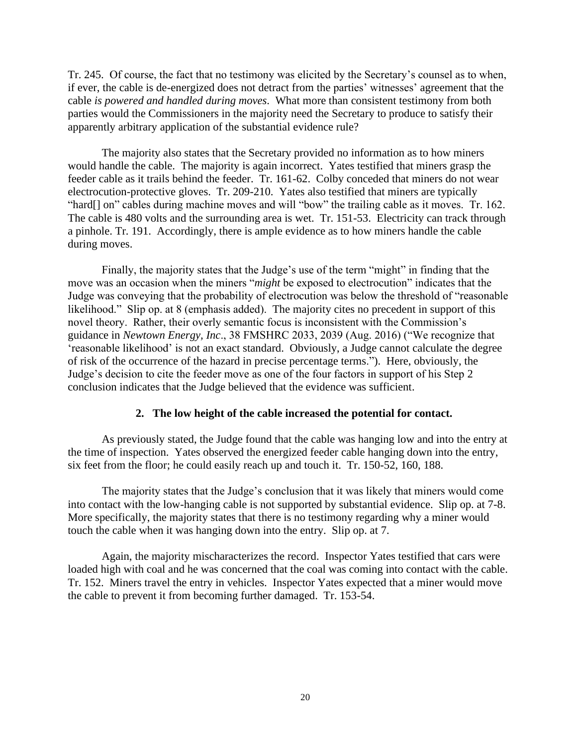Tr. 245. Of course, the fact that no testimony was elicited by the Secretary's counsel as to when, if ever, the cable is de-energized does not detract from the parties' witnesses' agreement that the cable *is powered and handled during moves*. What more than consistent testimony from both parties would the Commissioners in the majority need the Secretary to produce to satisfy their apparently arbitrary application of the substantial evidence rule?

The majority also states that the Secretary provided no information as to how miners would handle the cable. The majority is again incorrect. Yates testified that miners grasp the feeder cable as it trails behind the feeder. Tr. 161-62. Colby conceded that miners do not wear electrocution-protective gloves. Tr. 209-210. Yates also testified that miners are typically "hard[] on" cables during machine moves and will "bow" the trailing cable as it moves. Tr. 162. The cable is 480 volts and the surrounding area is wet. Tr. 151-53. Electricity can track through a pinhole. Tr. 191. Accordingly, there is ample evidence as to how miners handle the cable during moves.

Finally, the majority states that the Judge's use of the term "might" in finding that the move was an occasion when the miners "*might* be exposed to electrocution" indicates that the Judge was conveying that the probability of electrocution was below the threshold of "reasonable likelihood." Slip op. at 8 (emphasis added). The majority cites no precedent in support of this novel theory. Rather, their overly semantic focus is inconsistent with the Commission's guidance in *Newtown Energy, Inc*., 38 FMSHRC 2033, 2039 (Aug. 2016) ("We recognize that 'reasonable likelihood' is not an exact standard. Obviously, a Judge cannot calculate the degree of risk of the occurrence of the hazard in precise percentage terms."). Here, obviously, the Judge's decision to cite the feeder move as one of the four factors in support of his Step 2 conclusion indicates that the Judge believed that the evidence was sufficient.

**2. The low height of the cable increased the potential for contact.**

As previously stated, the Judge found that the cable was hanging low and into the entry at the time of inspection. Yates observed the energized feeder cable hanging down into the entry, six feet from the floor; he could easily reach up and touch it. Tr. 150-52, 160, 188.

The majority states that the Judge's conclusion that it was likely that miners would come into contact with the low-hanging cable is not supported by substantial evidence. Slip op. at 7-8. More specifically, the majority states that there is no testimony regarding why a miner would touch the cable when it was hanging down into the entry. Slip op. at 7.

Again, the majority mischaracterizes the record. Inspector Yates testified that cars were loaded high with coal and he was concerned that the coal was coming into contact with the cable. Tr. 152. Miners travel the entry in vehicles. Inspector Yates expected that a miner would move the cable to prevent it from becoming further damaged. Tr. 153-54.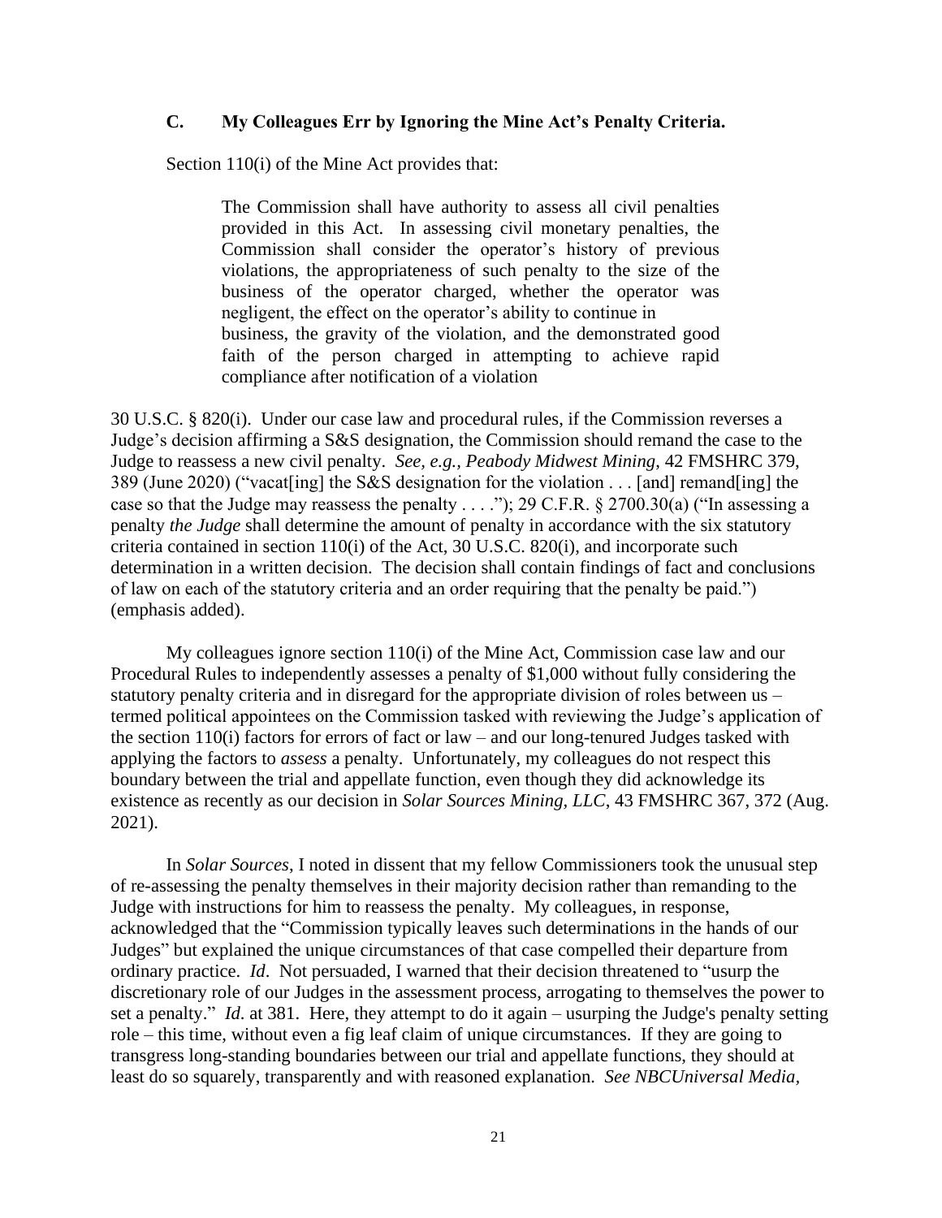### C. My Colleagues Err by Ignoring the Mine Act's Penalty Criteria.

Section 110(i) of the Mine Act provides that:

> The Commission shall have authority to assess all civil penalties provided in this Act. In assessing civil monetary penalties, the Commission shall consider the operator's history of previous violations, the appropriateness of such penalty to the size of the business of the operator charged, whether the operator was negligent, the effect on the operator's ability to continue in business, the gravity of the violation, and the demonstrated good faith of the person charged in attempting to achieve rapid compliance after notification of a violation

30 U.S.C. § 820(i). Under our case law and procedural rules, if the Commission reverses a Judge's decision affirming a S&S designation, the Commission should remand the case to the Judge to reassess a new civil penalty. *See, e.g.*, *Peabody Midwest Mining*, 42 FMSHRC 379, 389 (June 2020) ("vacat[ing] the S&S designation for the violation . . . [and] remand[ing] the case so that the Judge may reassess the penalty . . . ."); 29 C.F.R. § 2700.30(a) ("In assessing a penalty *the Judge* shall determine the amount of penalty in accordance with the six statutory criteria contained in section 110(i) of the Act, 30 U.S.C. 820(i), and incorporate such determination in a written decision. The decision shall contain findings of fact and conclusions of law on each of the statutory criteria and an order requiring that the penalty be paid.") (emphasis added).

My colleagues ignore section 110(i) of the Mine Act, Commission case law and our Procedural Rules to independently assesses a penalty of $1,000 without fully considering the statutory penalty criteria and in disregard for the appropriate division of roles between us – termed political appointees on the Commission tasked with reviewing the Judge's application of the section 110(i) factors for errors of fact or law – and our long-tenured Judges tasked with applying the factors to *assess* a penalty. Unfortunately, my colleagues do not respect this boundary between the trial and appellate function, even though they did acknowledge its existence as recently as our decision in *Solar Sources Mining, LLC*, 43 FMSHRC 367, 372 (Aug. 2021).

In *Solar Sources*, I noted in dissent that my fellow Commissioners took the unusual step of re-assessing the penalty themselves in their majority decision rather than remanding to the Judge with instructions for him to reassess the penalty. My colleagues, in response, acknowledged that the "Commission typically leaves such determinations in the hands of our Judges" but explained the unique circumstances of that case compelled their departure from ordinary practice. *Id*. Not persuaded, I warned that their decision threatened to "usurp the discretionary role of our Judges in the assessment process, arrogating to themselves the power to set a penalty." *Id.* at 381. Here, they attempt to do it again – usurping the Judge's penalty setting role – this time, without even a fig leaf claim of unique circumstances. If they are going to transgress long-standing boundaries between our trial and appellate functions, they should at least do so squarely, transparently and with reasoned explanation. *See NBCUniversal Media*,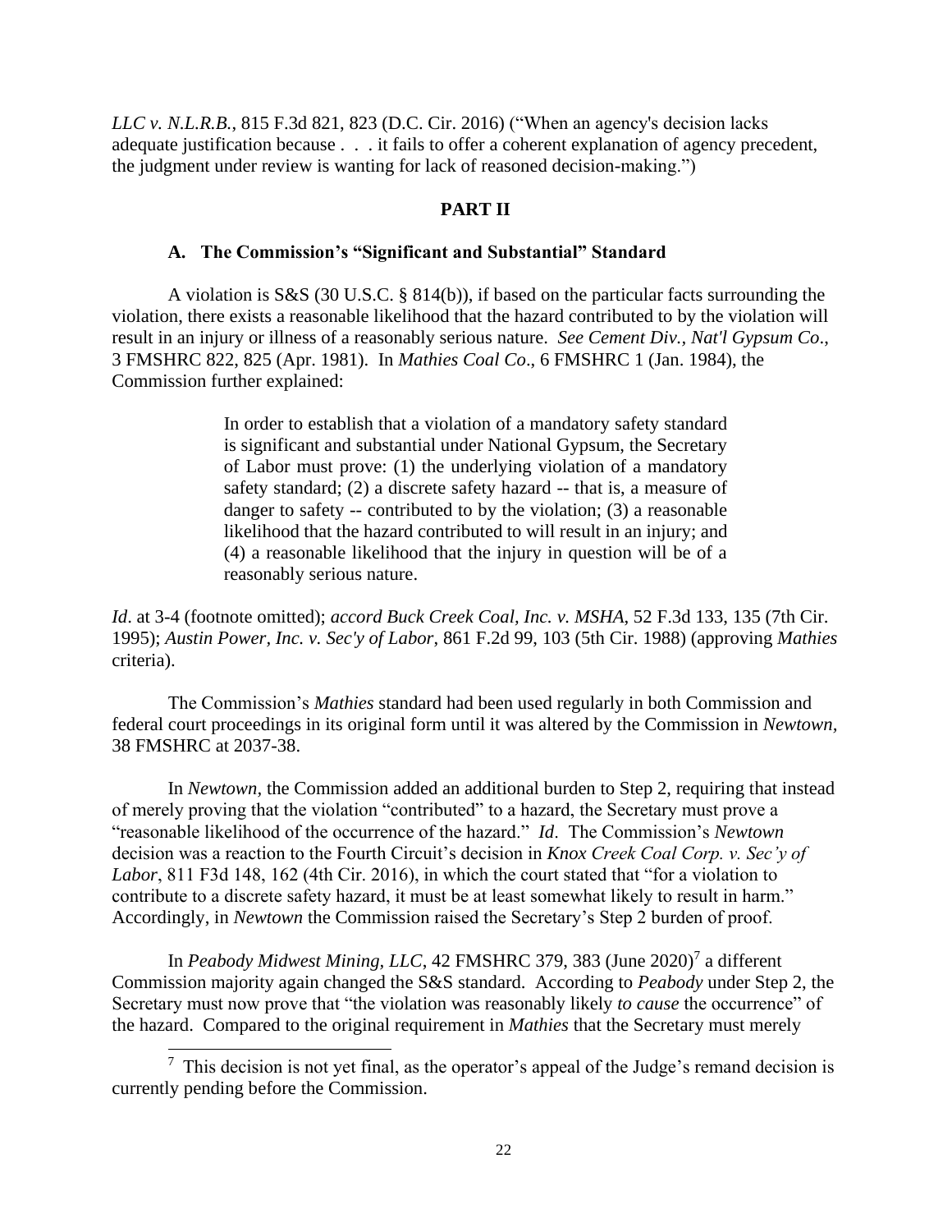*LLC v. N.L.R.B.*, 815 F.3d 821, 823 (D.C. Cir. 2016) ("When an agency's decision lacks adequate justification because . . . it fails to offer a coherent explanation of agency precedent, the judgment under review is wanting for lack of reasoned decision-making.")

## PART II

### A. The Commission's "Significant and Substantial" Standard

A violation is S&S (30 U.S.C. § 814(b)), if based on the particular facts surrounding the violation, there exists a reasonable likelihood that the hazard contributed to by the violation will result in an injury or illness of a reasonably serious nature. *See Cement Div., Nat'l Gypsum Co*., 3 FMSHRC 822, 825 (Apr. 1981). In *Mathies Coal Co*., 6 FMSHRC 1 (Jan. 1984), the Commission further explained:

> In order to establish that a violation of a mandatory safety standard is significant and substantial under National Gypsum, the Secretary of Labor must prove: (1) the underlying violation of a mandatory safety standard; (2) a discrete safety hazard -- that is, a measure of danger to safety -- contributed to by the violation; (3) a reasonable likelihood that the hazard contributed to will result in an injury; and (4) a reasonable likelihood that the injury in question will be of a reasonably serious nature.

*Id*. at 3-4 (footnote omitted); *accord Buck Creek Coal, Inc. v. MSHA*, 52 F.3d 133, 135 (7th Cir. 1995); *Austin Power, Inc. v. Sec'y of Labor*, 861 F.2d 99, 103 (5th Cir. 1988) (approving *Mathies* criteria).

The Commission's *Mathies* standard had been used regularly in both Commission and federal court proceedings in its original form until it was altered by the Commission in *Newtown*, 38 FMSHRC at 2037-38.

In *Newtown*, the Commission added an additional burden to Step 2, requiring that instead of merely proving that the violation "contributed" to a hazard, the Secretary must prove a "reasonable likelihood of the occurrence of the hazard." *Id*. The Commission's *Newtown* decision was a reaction to the Fourth Circuit's decision in *Knox Creek Coal Corp. v. Sec'y of Labor*, 811 F3d 148, 162 (4th Cir. 2016), in which the court stated that "for a violation to contribute to a discrete safety hazard, it must be at least somewhat likely to result in harm." Accordingly, in *Newtown* the Commission raised the Secretary's Step 2 burden of proof.

In *Peabody Midwest Mining, LLC*, 42 FMSHRC 379, 383 (June 2020)[7] a different Commission majority again changed the S&S standard. According to *Peabody* under Step 2, the Secretary must now prove that "the violation was reasonably likely *to cause* the occurrence" of the hazard. Compared to the original requirement in *Mathies* that the Secretary must merely

[7] This decision is not yet final, as the operator's appeal of the Judge's remand decision is currently pending before the Commission.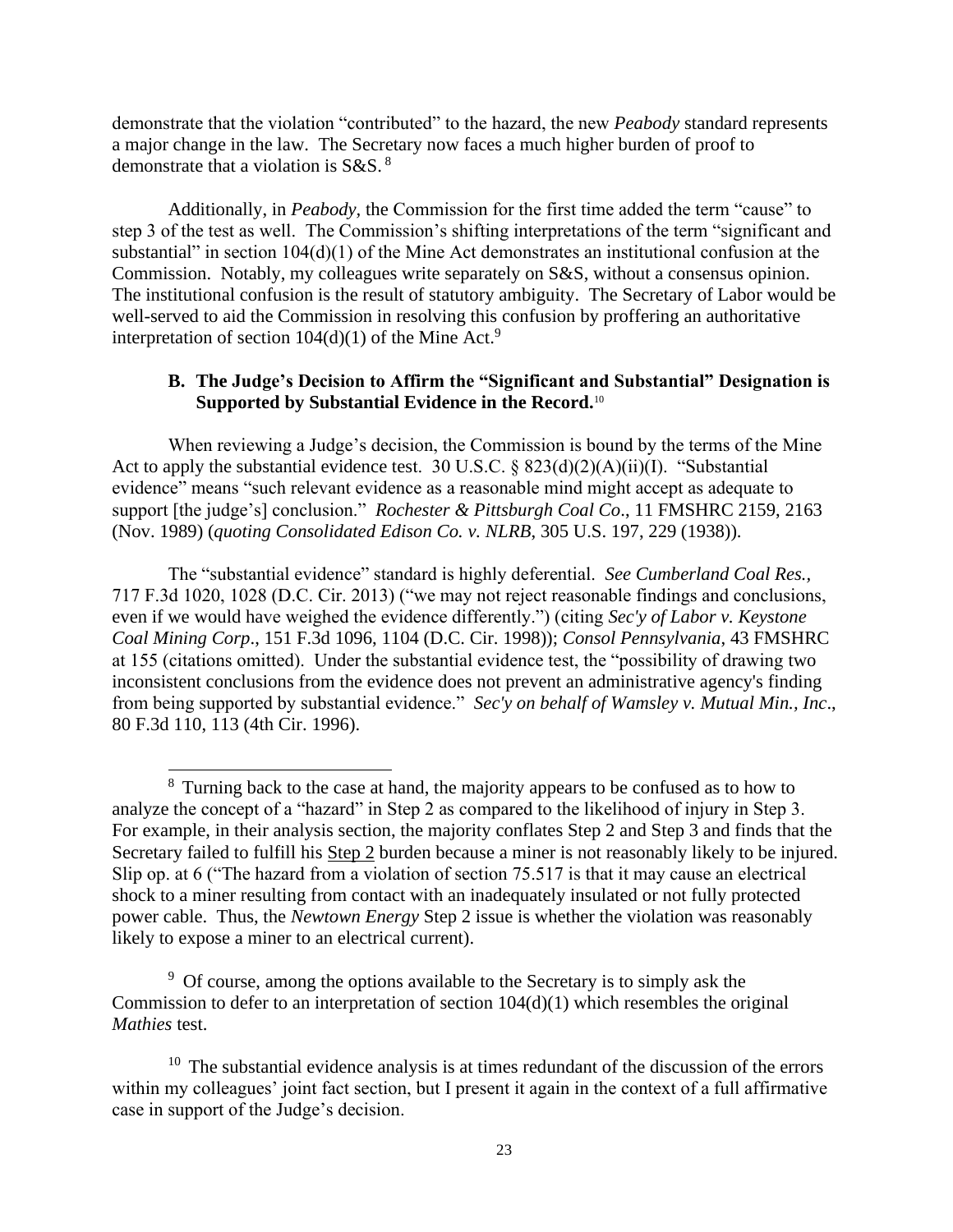demonstrate that the violation "contributed" to the hazard, the new *Peabody* standard represents a major change in the law. The Secretary now faces a much higher burden of proof to demonstrate that a violation is S&S. [8]

Additionally, in *Peabody,* the Commission for the first time added the term "cause" to step 3 of the test as well. The Commission's shifting interpretations of the term "significant and substantial" in section 104(d)(1) of the Mine Act demonstrates an institutional confusion at the Commission. Notably, my colleagues write separately on S&S, without a consensus opinion. The institutional confusion is the result of statutory ambiguity. The Secretary of Labor would be well-served to aid the Commission in resolving this confusion by proffering an authoritative interpretation of section 104(d)(1) of the Mine Act.[9]

### B. The Judge's Decision to Affirm the "Significant and Substantial" Designation is Supported by Substantial Evidence in the Record.[10]

When reviewing a Judge's decision, the Commission is bound by the terms of the Mine Act to apply the substantial evidence test. 30 U.S.C. § 823(d)(2)(A)(ii)(I). "Substantial evidence" means "such relevant evidence as a reasonable mind might accept as adequate to support [the judge's] conclusion." *Rochester & Pittsburgh Coal Co*., 11 FMSHRC 2159, 2163 (Nov. 1989) (*quoting Consolidated Edison Co. v. NLRB*, 305 U.S. 197, 229 (1938)).

The "substantial evidence" standard is highly deferential. *See Cumberland Coal Res.,* 717 F.3d 1020, 1028 (D.C. Cir. 2013) ("we may not reject reasonable findings and conclusions, even if we would have weighed the evidence differently.") (citing *Sec'y of Labor v. Keystone Coal Mining Corp*., 151 F.3d 1096, 1104 (D.C. Cir. 1998)); *Consol Pennsylvania*, 43 FMSHRC at 155 (citations omitted). Under the substantial evidence test, the "possibility of drawing two inconsistent conclusions from the evidence does not prevent an administrative agency's finding from being supported by substantial evidence." *Sec'y on behalf of Wamsley v. Mutual Min., Inc*., 80 F.3d 110, 113 (4th Cir. 1996).

---

[8] Turning back to the case at hand, the majority appears to be confused as to how to analyze the concept of a "hazard" in Step 2 as compared to the likelihood of injury in Step 3. For example, in their analysis section, the majority conflates Step 2 and Step 3 and finds that the Secretary failed to fulfill his Step 2 burden because a miner is not reasonably likely to be injured. Slip op. at 6 ("The hazard from a violation of section 75.517 is that it may cause an electrical shock to a miner resulting from contact with an inadequately insulated or not fully protected power cable. Thus, the *Newtown Energy* Step 2 issue is whether the violation was reasonably likely to expose a miner to an electrical current).

[9] Of course, among the options available to the Secretary is to simply ask the Commission to defer to an interpretation of section 104(d)(1) which resembles the original *Mathies* test.

[10] The substantial evidence analysis is at times redundant of the discussion of the errors within my colleagues' joint fact section, but I present it again in the context of a full affirmative case in support of the Judge's decision.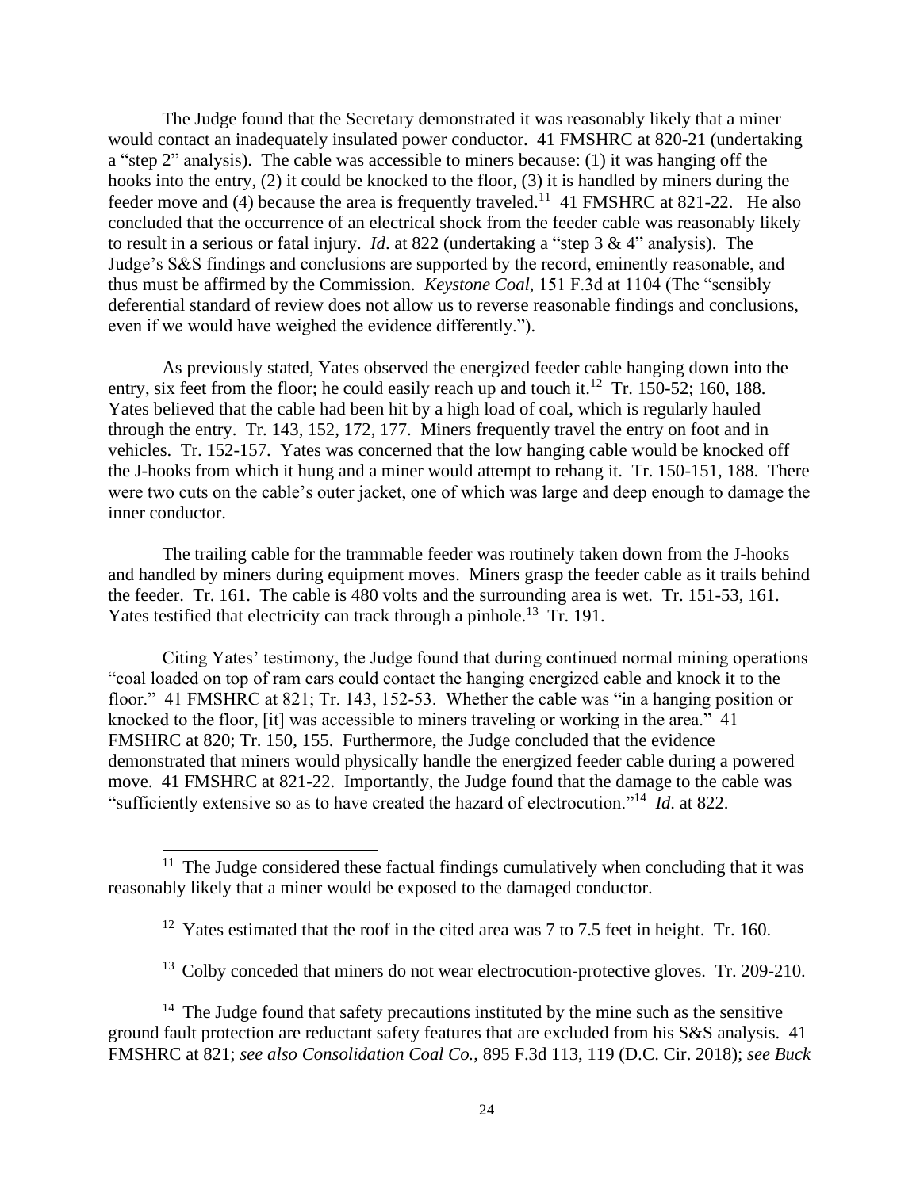The Judge found that the Secretary demonstrated it was reasonably likely that a miner would contact an inadequately insulated power conductor. 41 FMSHRC at 820-21 (undertaking a "step 2" analysis). The cable was accessible to miners because: (1) it was hanging off the hooks into the entry, (2) it could be knocked to the floor, (3) it is handled by miners during the feeder move and (4) because the area is frequently traveled.[11] 41 FMSHRC at 821-22. He also concluded that the occurrence of an electrical shock from the feeder cable was reasonably likely to result in a serious or fatal injury. *Id*. at 822 (undertaking a "step 3 & 4" analysis). The Judge's S&S findings and conclusions are supported by the record, eminently reasonable, and thus must be affirmed by the Commission. *Keystone Coal*, 151 F.3d at 1104 (The "sensibly deferential standard of review does not allow us to reverse reasonable findings and conclusions, even if we would have weighed the evidence differently.").

As previously stated, Yates observed the energized feeder cable hanging down into the entry, six feet from the floor; he could easily reach up and touch it.[12] Tr. 150-52; 160, 188. Yates believed that the cable had been hit by a high load of coal, which is regularly hauled through the entry. Tr. 143, 152, 172, 177. Miners frequently travel the entry on foot and in vehicles. Tr. 152-157. Yates was concerned that the low hanging cable would be knocked off the J-hooks from which it hung and a miner would attempt to rehang it. Tr. 150-151, 188. There were two cuts on the cable's outer jacket, one of which was large and deep enough to damage the inner conductor.

The trailing cable for the trammable feeder was routinely taken down from the J-hooks and handled by miners during equipment moves. Miners grasp the feeder cable as it trails behind the feeder. Tr. 161. The cable is 480 volts and the surrounding area is wet. Tr. 151-53, 161. Yates testified that electricity can track through a pinhole.[13] Tr. 191.

Citing Yates' testimony, the Judge found that during continued normal mining operations "coal loaded on top of ram cars could contact the hanging energized cable and knock it to the floor." 41 FMSHRC at 821; Tr. 143, 152-53. Whether the cable was "in a hanging position or knocked to the floor, [it] was accessible to miners traveling or working in the area." 41 FMSHRC at 820; Tr. 150, 155. Furthermore, the Judge concluded that the evidence demonstrated that miners would physically handle the energized feeder cable during a powered move. 41 FMSHRC at 821-22. Importantly, the Judge found that the damage to the cable was "sufficiently extensive so as to have created the hazard of electrocution."[14] *Id.* at 822.

---

[11] The Judge considered these factual findings cumulatively when concluding that it was reasonably likely that a miner would be exposed to the damaged conductor.

[12] Yates estimated that the roof in the cited area was 7 to 7.5 feet in height. Tr. 160.

[13] Colby conceded that miners do not wear electrocution-protective gloves. Tr. 209-210.

[14] The Judge found that safety precautions instituted by the mine such as the sensitive ground fault protection are reductant safety features that are excluded from his S&S analysis. 41 FMSHRC at 821; *see also Consolidation Coal Co.*, 895 F.3d 113, 119 (D.C. Cir. 2018); *see Buck*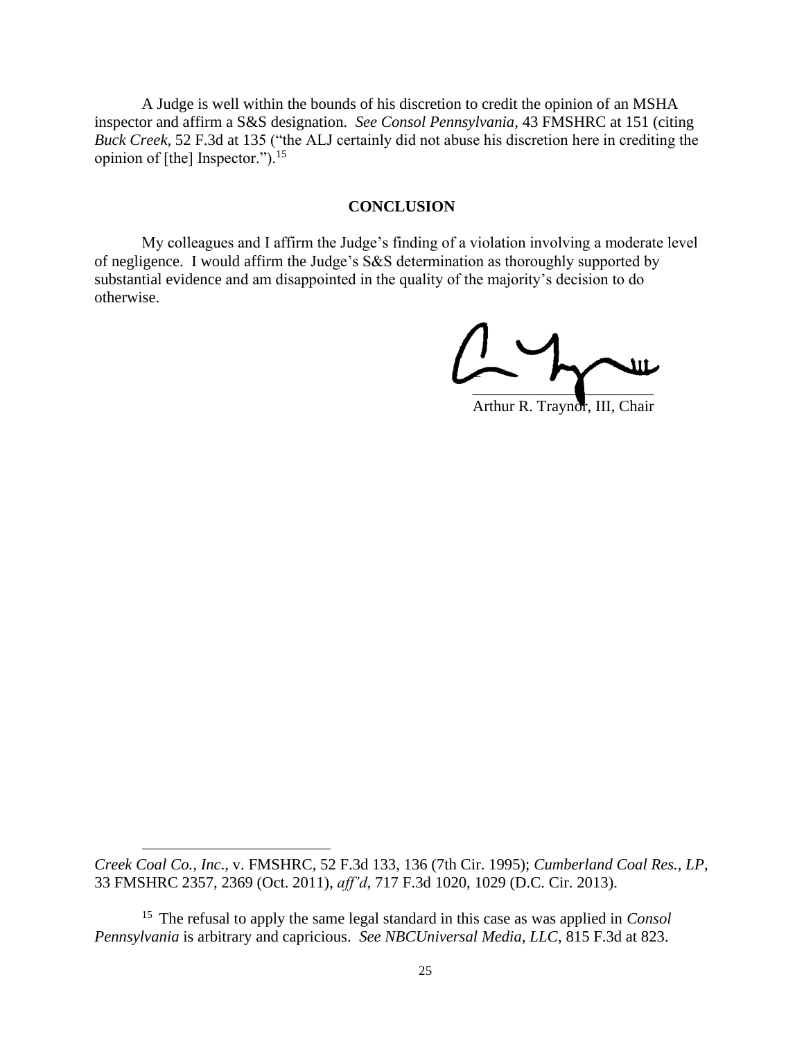A Judge is well within the bounds of his discretion to credit the opinion of an MSHA inspector and affirm a S&S designation. *See Consol Pennsylvania*, 43 FMSHRC at 151 (citing *Buck Creek*, 52 F.3d at 135 ("the ALJ certainly did not abuse his discretion here in crediting the opinion of [the] Inspector.").[15]

**CONCLUSION**

My colleagues and I affirm the Judge's finding of a violation involving a moderate level of negligence. I would affirm the Judge's S&S determination as thoroughly supported by substantial evidence and am disappointed in the quality of the majority's decision to do otherwise.

Arthur R. Traynor, III, Chair

---

*Creek Coal Co., Inc*., v. FMSHRC, 52 F.3d 133, 136 (7th Cir. 1995); *Cumberland Coal Res., LP*, 33 FMSHRC 2357, 2369 (Oct. 2011), *aff'd*, 717 F.3d 1020, 1029 (D.C. Cir. 2013).

[15] The refusal to apply the same legal standard in this case as was applied in *Consol Pennsylvania* is arbitrary and capricious. *See NBCUniversal Media, LLC*, 815 F.3d at 823.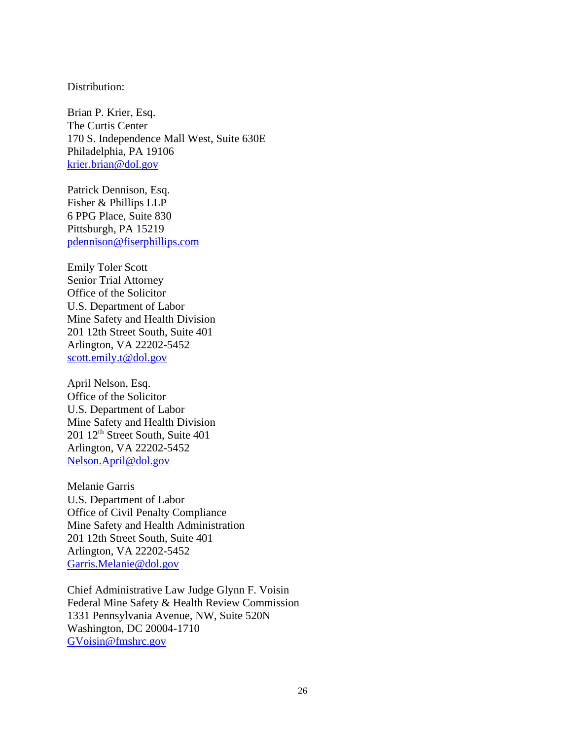Distribution:

Brian P. Krier, Esq.
The Curtis Center
170 S. Independence Mall West, Suite 630E
Philadelphia, PA 19106
krier.brian@dol.gov

Patrick Dennison, Esq.
Fisher & Phillips LLP
6 PPG Place, Suite 830
Pittsburgh, PA 15219
pdennison@fiserphillips.com

Emily Toler Scott
Senior Trial Attorney
Office of the Solicitor
U.S. Department of Labor
Mine Safety and Health Division
201 12th Street South, Suite 401
Arlington, VA 22202-5452
scott.emily.t@dol.gov

April Nelson, Esq.
Office of the Solicitor
U.S. Department of Labor
Mine Safety and Health Division
201 12th Street South, Suite 401
Arlington, VA 22202-5452
Nelson.April@dol.gov

Melanie Garris
U.S. Department of Labor
Office of Civil Penalty Compliance
Mine Safety and Health Administration
201 12th Street South, Suite 401
Arlington, VA 22202-5452
Garris.Melanie@dol.gov

Chief Administrative Law Judge Glynn F. Voisin
Federal Mine Safety & Health Review Commission
1331 Pennsylvania Avenue, NW, Suite 520N
Washington, DC 20004-1710
GVoisin@fmshrc.gov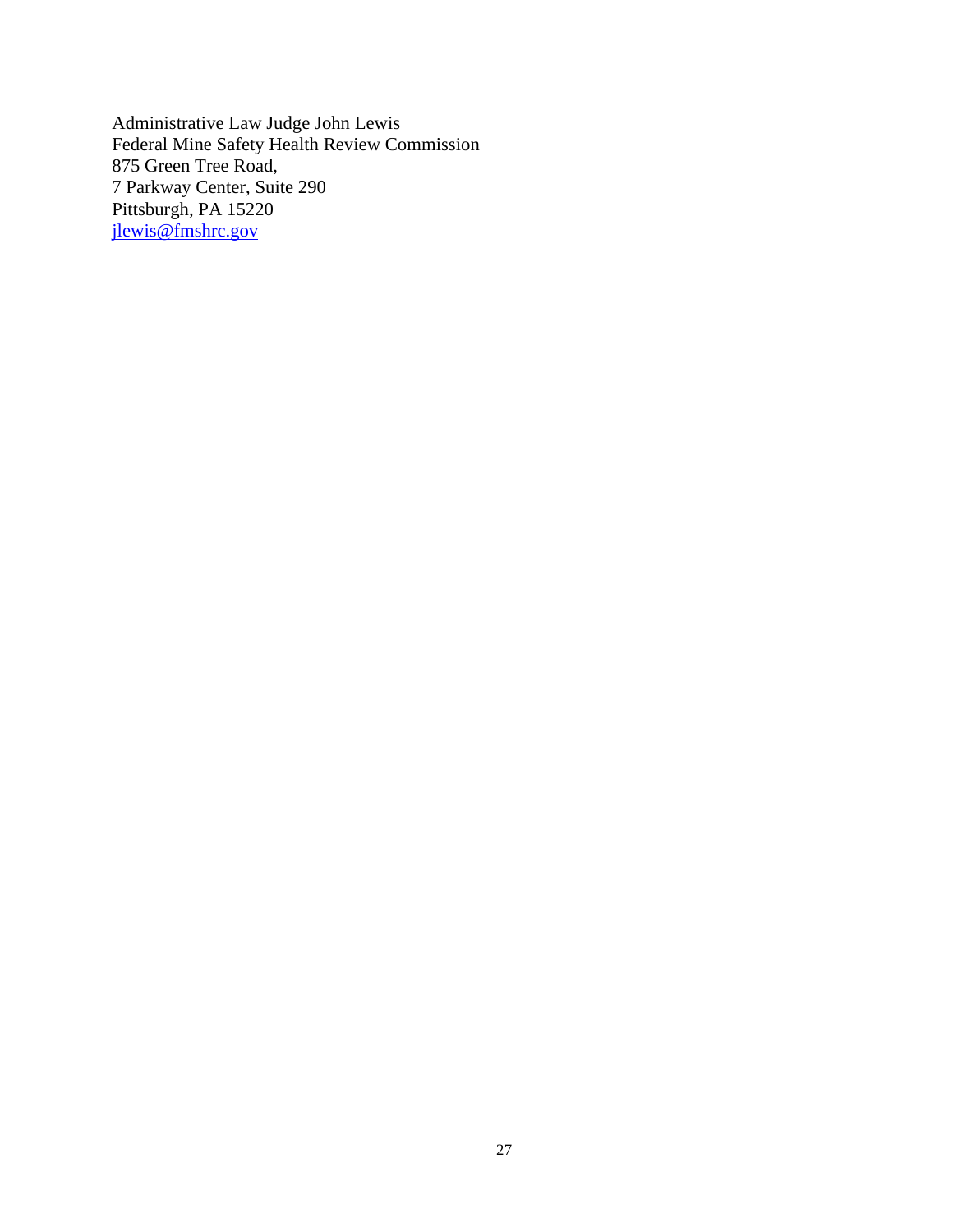Administrative Law Judge John Lewis
Federal Mine Safety Health Review Commission
875 Green Tree Road,
7 Parkway Center, Suite 290
Pittsburgh, PA 15220
jlewis@fmshrc.gov